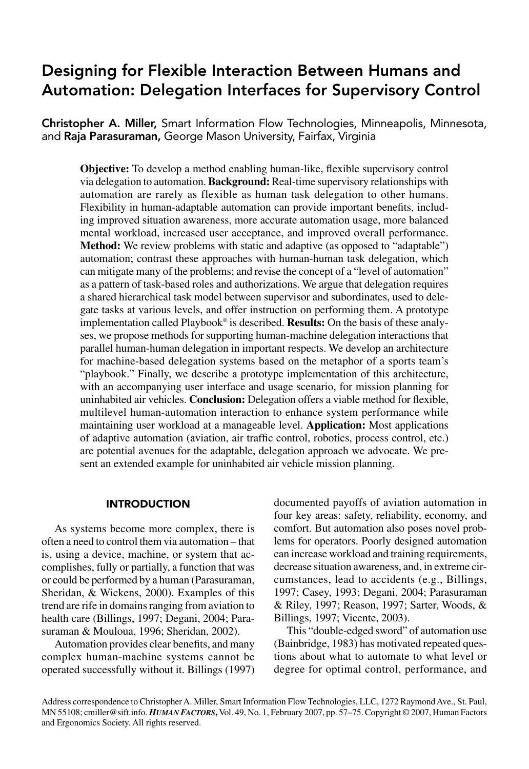# Designing for Flexible Interaction Between Humans and Automation: Delegation Interfaces for Supervisory Control

**Christopher A. Miller,** Smart Information Flow Technologies, Minneapolis, Minnesota, and **Raja Parasuraman,** George Mason University, Fairfax, Virginia

**Objective:** To develop a method enabling human-like, flexible supervisory control via delegation to automation. **Background:** Real-time supervisory relationships with automation are rarely as flexible as human task delegation to other humans. Flexibility in human-adaptable automation can provide important benefits, including improved situation awareness, more accurate automation usage, more balanced mental workload, increased user acceptance, and improved overall performance. **Method:** We review problems with static and adaptive (as opposed to "adaptable") automation; contrast these approaches with human-human task delegation, which can mitigate many of the problems; and revise the concept of a "level of automation" as a pattern of task-based roles and authorizations. We argue that delegation requires a shared hierarchical task model between supervisor and subordinates, used to delegate tasks at various levels, and offer instruction on performing them. A prototype implementation called Playbook® is described. **Results:** On the basis of these analyses, we propose methods for supporting human-machine delegation interactions that parallel human-human delegation in important respects. We develop an architecture for machine-based delegation systems based on the metaphor of a sports team's "playbook." Finally, we describe a prototype implementation of this architecture, with an accompanying user interface and usage scenario, for mission planning for uninhabited air vehicles. **Conclusion:** Delegation offers a viable method for flexible, multilevel human-automation interaction to enhance system performance while maintaining user workload at a manageable level. **Application:** Most applications of adaptive automation (aviation, air traffic control, robotics, process control, etc.) are potential avenues for the adaptable, delegation approach we advocate. We present an extended example for uninhabited air vehicle mission planning.

## INTRODUCTION

As systems become more complex, there is often a need to control them via automation – that is, using a device, machine, or system that accomplishes, fully or partially, a function that was or could be performed by a human (Parasuraman, Sheridan, & Wickens, 2000). Examples of this trend are rife in domains ranging from aviation to health care (Billings, 1997; Degani, 2004; Parasuraman & Mouloua, 1996; Sheridan, 2002).

Automation provides clear benefits, and many complex human-machine systems cannot be operated successfully without it. Billings (1997) documented payoffs of aviation automation in four key areas: safety, reliability, economy, and comfort. But automation also poses novel problems for operators. Poorly designed automation can increase workload and training requirements, decrease situation awareness, and, in extreme circumstances, lead to accidents (e.g., Billings, 1997; Casey, 1993; Degani, 2004; Parasuraman & Riley, 1997; Reason, 1997; Sarter, Woods, & Billings, 1997; Vicente, 2003).

This "double-edged sword" of automation use (Bainbridge, 1983) has motivated repeated questions about what to automate to what level or degree for optimal control, performance, and

Address correspondence to Christopher A. Miller, Smart Information Flow Technologies, LLC, 1272 Raymond Ave., St. Paul, MN 55108; cmiller@sift.info. ***HUMAN FACTORS***, Vol. 49, No. 1, February 2007, pp. 57–75. Copyright © 2007, Human Factors and Ergonomics Society. All rights reserved.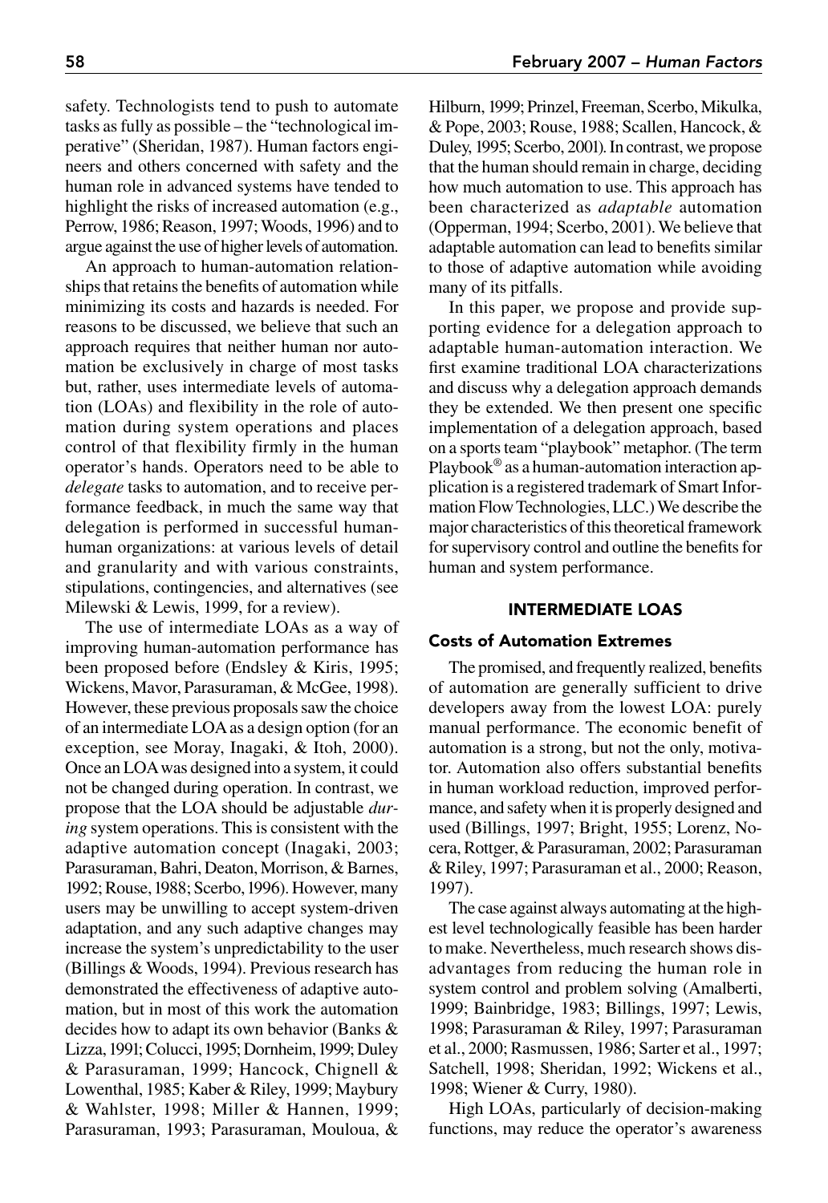safety. Technologists tend to push to automate tasks as fully as possible – the "technological imperative" (Sheridan, 1987). Human factors engineers and others concerned with safety and the human role in advanced systems have tended to highlight the risks of increased automation (e.g., Perrow, 1986; Reason, 1997; Woods, 1996) and to argue against the use of higher levels of automation.

An approach to human-automation relationships that retains the benefits of automation while minimizing its costs and hazards is needed. For reasons to be discussed, we believe that such an approach requires that neither human nor automation be exclusively in charge of most tasks but, rather, uses intermediate levels of automation (LOAs) and flexibility in the role of automation during system operations and places control of that flexibility firmly in the human operator's hands. Operators need to be able to *delegate* tasks to automation, and to receive performance feedback, in much the same way that delegation is performed in successful human-human organizations: at various levels of detail and granularity and with various constraints, stipulations, contingencies, and alternatives (see Milewski & Lewis, 1999, for a review).

The use of intermediate LOAs as a way of improving human-automation performance has been proposed before (Endsley & Kiris, 1995; Wickens, Mavor, Parasuraman, & McGee, 1998). However, these previous proposals saw the choice of an intermediate LOA as a design option (for an exception, see Moray, Inagaki, & Itoh, 2000). Once an LOA was designed into a system, it could not be changed during operation. In contrast, we propose that the LOA should be adjustable *during* system operations. This is consistent with the adaptive automation concept (Inagaki, 2003; Parasuraman, Bahri, Deaton, Morrison, & Barnes, 1992; Rouse, 1988; Scerbo, 1996). However, many users may be unwilling to accept system-driven adaptation, and any such adaptive changes may increase the system's unpredictability to the user (Billings & Woods, 1994). Previous research has demonstrated the effectiveness of adaptive automation, but in most of this work the automation decides how to adapt its own behavior (Banks & Lizza, 1991; Colucci, 1995; Dornheim, 1999; Duley & Parasuraman, 1999; Hancock, Chignell & Lowenthal, 1985; Kaber & Riley, 1999; Maybury & Wahlster, 1998; Miller & Hannen, 1999; Parasuraman, 1993; Parasuraman, Mouloua, & Hilburn, 1999; Prinzel, Freeman, Scerbo, Mikulka, & Pope, 2003; Rouse, 1988; Scallen, Hancock, & Duley, 1995; Scerbo, 2001). In contrast, we propose that the human should remain in charge, deciding how much automation to use. This approach has been characterized as *adaptable* automation (Opperman, 1994; Scerbo, 2001). We believe that adaptable automation can lead to benefits similar to those of adaptive automation while avoiding many of its pitfalls.

In this paper, we propose and provide supporting evidence for a delegation approach to adaptable human-automation interaction. We first examine traditional LOA characterizations and discuss why a delegation approach demands they be extended. We then present one specific implementation of a delegation approach, based on a sports team "playbook" metaphor. (The term Playbook® as a human-automation interaction application is a registered trademark of Smart Information Flow Technologies, LLC.) We describe the major characteristics of this theoretical framework for supervisory control and outline the benefits for human and system performance.

## INTERMEDIATE LOAS

### Costs of Automation Extremes

The promised, and frequently realized, benefits of automation are generally sufficient to drive developers away from the lowest LOA: purely manual performance. The economic benefit of automation is a strong, but not the only, motivator. Automation also offers substantial benefits in human workload reduction, improved performance, and safety when it is properly designed and used (Billings, 1997; Bright, 1955; Lorenz, Nocera, Rottger, & Parasuraman, 2002; Parasuraman & Riley, 1997; Parasuraman et al., 2000; Reason, 1997).

The case against always automating at the highest level technologically feasible has been harder to make. Nevertheless, much research shows disadvantages from reducing the human role in system control and problem solving (Amalberti, 1999; Bainbridge, 1983; Billings, 1997; Lewis, 1998; Parasuraman & Riley, 1997; Parasuraman et al., 2000; Rasmussen, 1986; Sarter et al., 1997; Satchell, 1998; Sheridan, 1992; Wickens et al., 1998; Wiener & Curry, 1980).

High LOAs, particularly of decision-making functions, may reduce the operator's awareness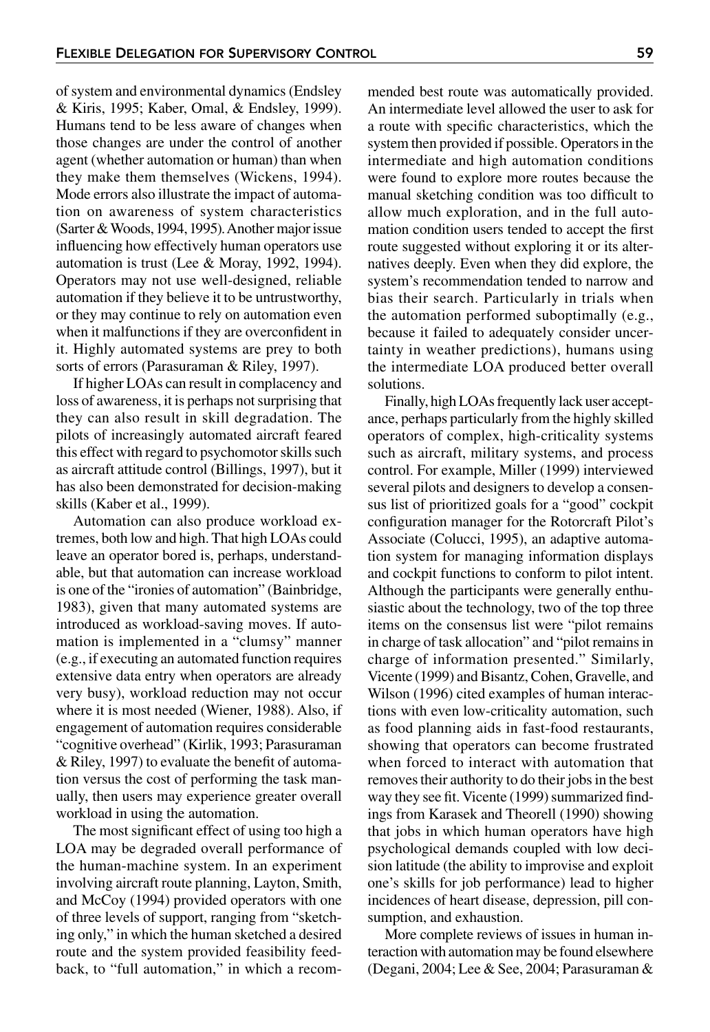of system and environmental dynamics (Endsley & Kiris, 1995; Kaber, Omal, & Endsley, 1999). Humans tend to be less aware of changes when those changes are under the control of another agent (whether automation or human) than when they make them themselves (Wickens, 1994). Mode errors also illustrate the impact of automation on awareness of system characteristics (Sarter & Woods, 1994, 1995). Another major issue influencing how effectively human operators use automation is trust (Lee & Moray, 1992, 1994). Operators may not use well-designed, reliable automation if they believe it to be untrustworthy, or they may continue to rely on automation even when it malfunctions if they are overconfident in it. Highly automated systems are prey to both sorts of errors (Parasuraman & Riley, 1997).

If higher LOAs can result in complacency and loss of awareness, it is perhaps not surprising that they can also result in skill degradation. The pilots of increasingly automated aircraft feared this effect with regard to psychomotor skills such as aircraft attitude control (Billings, 1997), but it has also been demonstrated for decision-making skills (Kaber et al., 1999).

Automation can also produce workload extremes, both low and high. That high LOAs could leave an operator bored is, perhaps, understandable, but that automation can increase workload is one of the "ironies of automation" (Bainbridge, 1983), given that many automated systems are introduced as workload-saving moves. If automation is implemented in a "clumsy" manner (e.g., if executing an automated function requires extensive data entry when operators are already very busy), workload reduction may not occur where it is most needed (Wiener, 1988). Also, if engagement of automation requires considerable "cognitive overhead" (Kirlik, 1993; Parasuraman & Riley, 1997) to evaluate the benefit of automation versus the cost of performing the task manually, then users may experience greater overall workload in using the automation.

The most significant effect of using too high a LOA may be degraded overall performance of the human-machine system. In an experiment involving aircraft route planning, Layton, Smith, and McCoy (1994) provided operators with one of three levels of support, ranging from "sketching only," in which the human sketched a desired route and the system provided feasibility feedback, to "full automation," in which a recommended best route was automatically provided. An intermediate level allowed the user to ask for a route with specific characteristics, which the system then provided if possible. Operators in the intermediate and high automation conditions were found to explore more routes because the manual sketching condition was too difficult to allow much exploration, and in the full automation condition users tended to accept the first route suggested without exploring it or its alternatives deeply. Even when they did explore, the system's recommendation tended to narrow and bias their search. Particularly in trials when the automation performed suboptimally (e.g., because it failed to adequately consider uncertainty in weather predictions), humans using the intermediate LOA produced better overall solutions.

Finally, high LOAs frequently lack user acceptance, perhaps particularly from the highly skilled operators of complex, high-criticality systems such as aircraft, military systems, and process control. For example, Miller (1999) interviewed several pilots and designers to develop a consensus list of prioritized goals for a "good" cockpit configuration manager for the Rotorcraft Pilot's Associate (Colucci, 1995), an adaptive automation system for managing information displays and cockpit functions to conform to pilot intent. Although the participants were generally enthusiastic about the technology, two of the top three items on the consensus list were "pilot remains in charge of task allocation" and "pilot remains in charge of information presented." Similarly, Vicente (1999) and Bisantz, Cohen, Gravelle, and Wilson (1996) cited examples of human interactions with even low-criticality automation, such as food planning aids in fast-food restaurants, showing that operators can become frustrated when forced to interact with automation that removes their authority to do their jobs in the best way they see fit. Vicente (1999) summarized findings from Karasek and Theorell (1990) showing that jobs in which human operators have high psychological demands coupled with low decision latitude (the ability to improvise and exploit one's skills for job performance) lead to higher incidences of heart disease, depression, pill consumption, and exhaustion.

More complete reviews of issues in human interaction with automation may be found elsewhere (Degani, 2004; Lee & See, 2004; Parasuraman &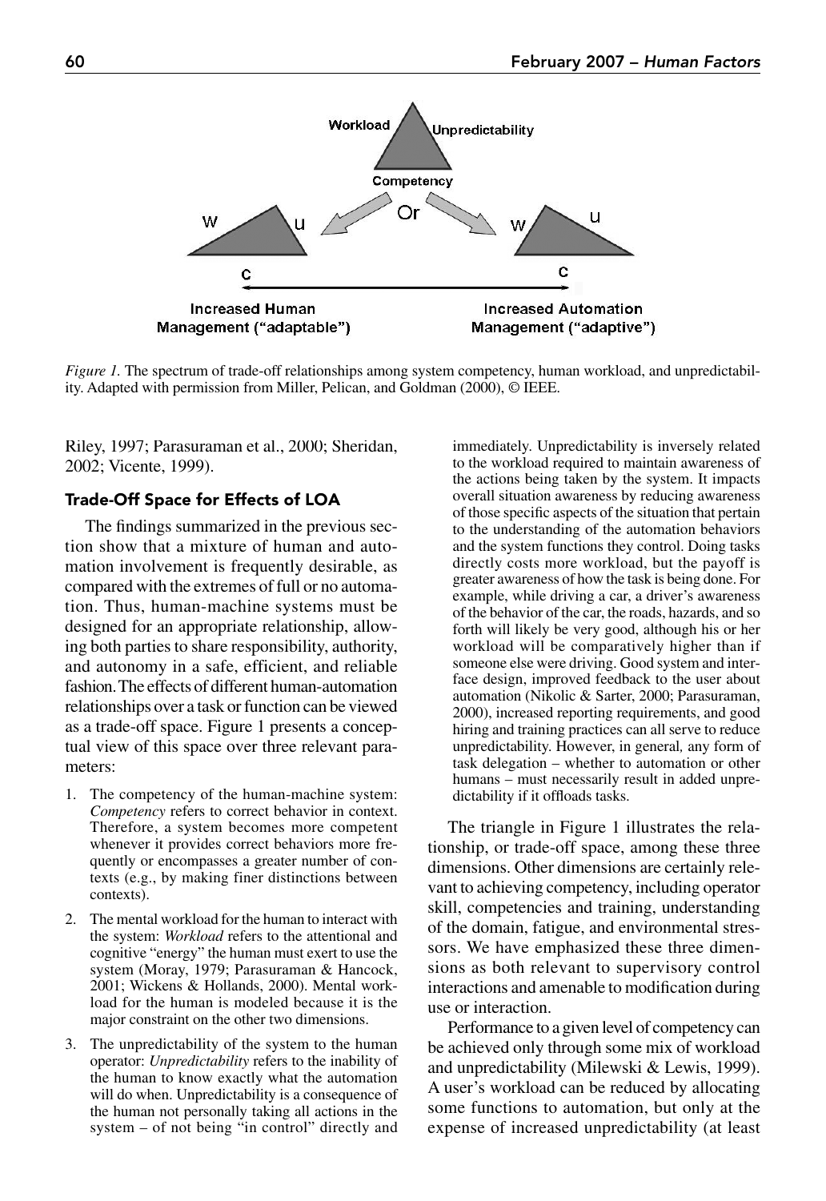*Figure 1.* The spectrum of trade-off relationships among system competency, human workload, and unpredictability. Adapted with permission from Miller, Pelican, and Goldman (2000), © IEEE.

Riley, 1997; Parasuraman et al., 2000; Sheridan, 2002; Vicente, 1999).

### Trade-Off Space for Effects of LOA

The findings summarized in the previous section show that a mixture of human and automation involvement is frequently desirable, as compared with the extremes of full or no automation. Thus, human-machine systems must be designed for an appropriate relationship, allowing both parties to share responsibility, authority, and autonomy in a safe, efficient, and reliable fashion. The effects of different human-automation relationships over a task or function can be viewed as a trade-off space. Figure 1 presents a conceptual view of this space over three relevant parameters:

1. The competency of the human-machine system: *Competency* refers to correct behavior in context. Therefore, a system becomes more competent whenever it provides correct behaviors more frequently or encompasses a greater number of contexts (e.g., by making finer distinctions between contexts).
2. The mental workload for the human to interact with the system: *Workload* refers to the attentional and cognitive "energy" the human must exert to use the system (Moray, 1979; Parasuraman & Hancock, 2001; Wickens & Hollands, 2000). Mental workload for the human is modeled because it is the major constraint on the other two dimensions.
3. The unpredictability of the system to the human operator: *Unpredictability* refers to the inability of the human to know exactly what the automation will do when. Unpredictability is a consequence of the human not personally taking all actions in the system – of not being "in control" directly and immediately. Unpredictability is inversely related to the workload required to maintain awareness of the actions being taken by the system. It impacts overall situation awareness by reducing awareness of those specific aspects of the situation that pertain to the understanding of the automation behaviors and the system functions they control. Doing tasks directly costs more workload, but the payoff is greater awareness of how the task is being done. For example, while driving a car, a driver's awareness of the behavior of the car, the roads, hazards, and so forth will likely be very good, although his or her workload will be comparatively higher than if someone else were driving. Good system and interface design, improved feedback to the user about automation (Nikolic & Sarter, 2000; Parasuraman, 2000), increased reporting requirements, and good hiring and training practices can all serve to reduce unpredictability. However, in general, any form of task delegation – whether to automation or other humans – must necessarily result in added unpredictability if it offloads tasks.

The triangle in Figure 1 illustrates the relationship, or trade-off space, among these three dimensions. Other dimensions are certainly relevant to achieving competency, including operator skill, competencies and training, understanding of the domain, fatigue, and environmental stressors. We have emphasized these three dimensions as both relevant to supervisory control interactions and amenable to modification during use or interaction.

Performance to a given level of competency can be achieved only through some mix of workload and unpredictability (Milewski & Lewis, 1999). A user's workload can be reduced by allocating some functions to automation, but only at the expense of increased unpredictability (at least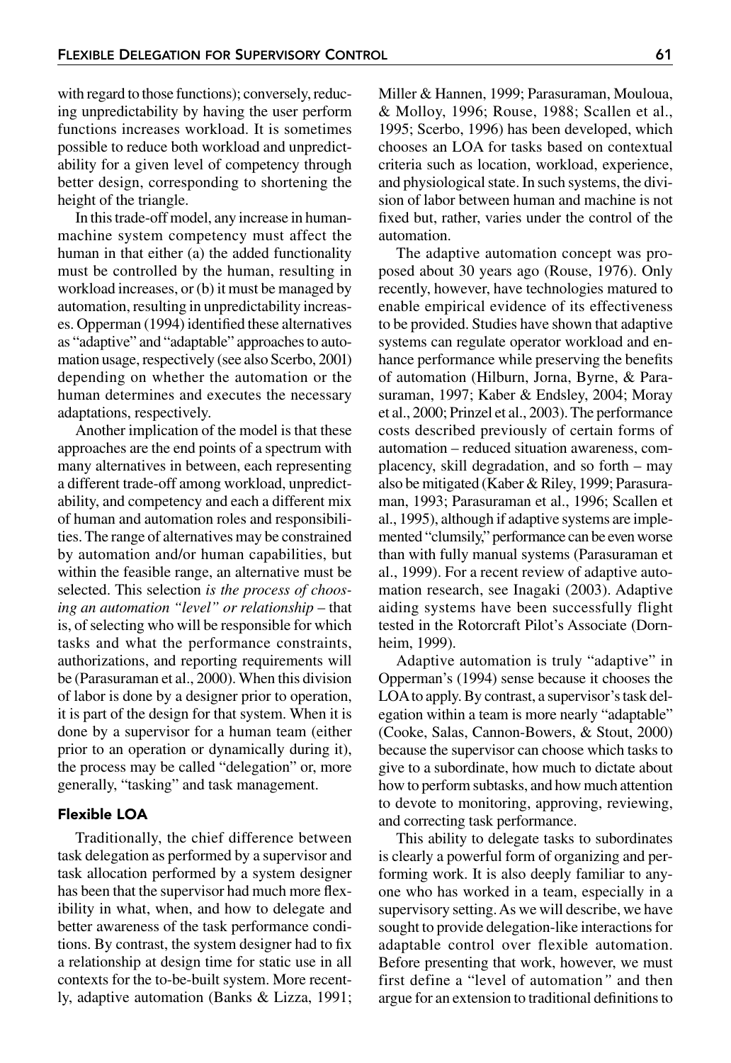with regard to those functions); conversely, reducing unpredictability by having the user perform functions increases workload. It is sometimes possible to reduce both workload and unpredictability for a given level of competency through better design, corresponding to shortening the height of the triangle.

In this trade-off model, any increase in human-machine system competency must affect the human in that either (a) the added functionality must be controlled by the human, resulting in workload increases, or (b) it must be managed by automation, resulting in unpredictability increases. Opperman (1994) identified these alternatives as "adaptive" and "adaptable" approaches to automation usage, respectively (see also Scerbo, 2001) depending on whether the automation or the human determines and executes the necessary adaptations, respectively.

Another implication of the model is that these approaches are the end points of a spectrum with many alternatives in between, each representing a different trade-off among workload, unpredictability, and competency and each a different mix of human and automation roles and responsibilities. The range of alternatives may be constrained by automation and/or human capabilities, but within the feasible range, an alternative must be selected. This selection *is the process of choosing an automation "level" or relationship* – that is, of selecting who will be responsible for which tasks and what the performance constraints, authorizations, and reporting requirements will be (Parasuraman et al., 2000). When this division of labor is done by a designer prior to operation, it is part of the design for that system. When it is done by a supervisor for a human team (either prior to an operation or dynamically during it), the process may be called "delegation" or, more generally, "tasking" and task management.

### Flexible LOA

Traditionally, the chief difference between task delegation as performed by a supervisor and task allocation performed by a system designer has been that the supervisor had much more flexibility in what, when, and how to delegate and better awareness of the task performance conditions. By contrast, the system designer had to fix a relationship at design time for static use in all contexts for the to-be-built system. More recently, adaptive automation (Banks & Lizza, 1991; Miller & Hannen, 1999; Parasuraman, Mouloua, & Molloy, 1996; Rouse, 1988; Scallen et al., 1995; Scerbo, 1996) has been developed, which chooses an LOA for tasks based on contextual criteria such as location, workload, experience, and physiological state. In such systems, the division of labor between human and machine is not fixed but, rather, varies under the control of the automation.

The adaptive automation concept was proposed about 30 years ago (Rouse, 1976). Only recently, however, have technologies matured to enable empirical evidence of its effectiveness to be provided. Studies have shown that adaptive systems can regulate operator workload and enhance performance while preserving the benefits of automation (Hilburn, Jorna, Byrne, & Parasuraman, 1997; Kaber & Endsley, 2004; Moray et al., 2000; Prinzel et al., 2003). The performance costs described previously of certain forms of automation – reduced situation awareness, complacency, skill degradation, and so forth – may also be mitigated (Kaber & Riley, 1999; Parasuraman, 1993; Parasuraman et al., 1996; Scallen et al., 1995), although if adaptive systems are implemented "clumsily," performance can be even worse than with fully manual systems (Parasuraman et al., 1999). For a recent review of adaptive automation research, see Inagaki (2003). Adaptive aiding systems have been successfully flight tested in the Rotorcraft Pilot's Associate (Dornheim, 1999).

Adaptive automation is truly "adaptive" in Opperman's (1994) sense because it chooses the LOA to apply. By contrast, a supervisor's task delegation within a team is more nearly "adaptable" (Cooke, Salas, Cannon-Bowers, & Stout, 2000) because the supervisor can choose which tasks to give to a subordinate, how much to dictate about how to perform subtasks, and how much attention to devote to monitoring, approving, reviewing, and correcting task performance.

This ability to delegate tasks to subordinates is clearly a powerful form of organizing and performing work. It is also deeply familiar to anyone who has worked in a team, especially in a supervisory setting. As we will describe, we have sought to provide delegation-like interactions for adaptable control over flexible automation. Before presenting that work, however, we must first define a "level of automation" and then argue for an extension to traditional definitions to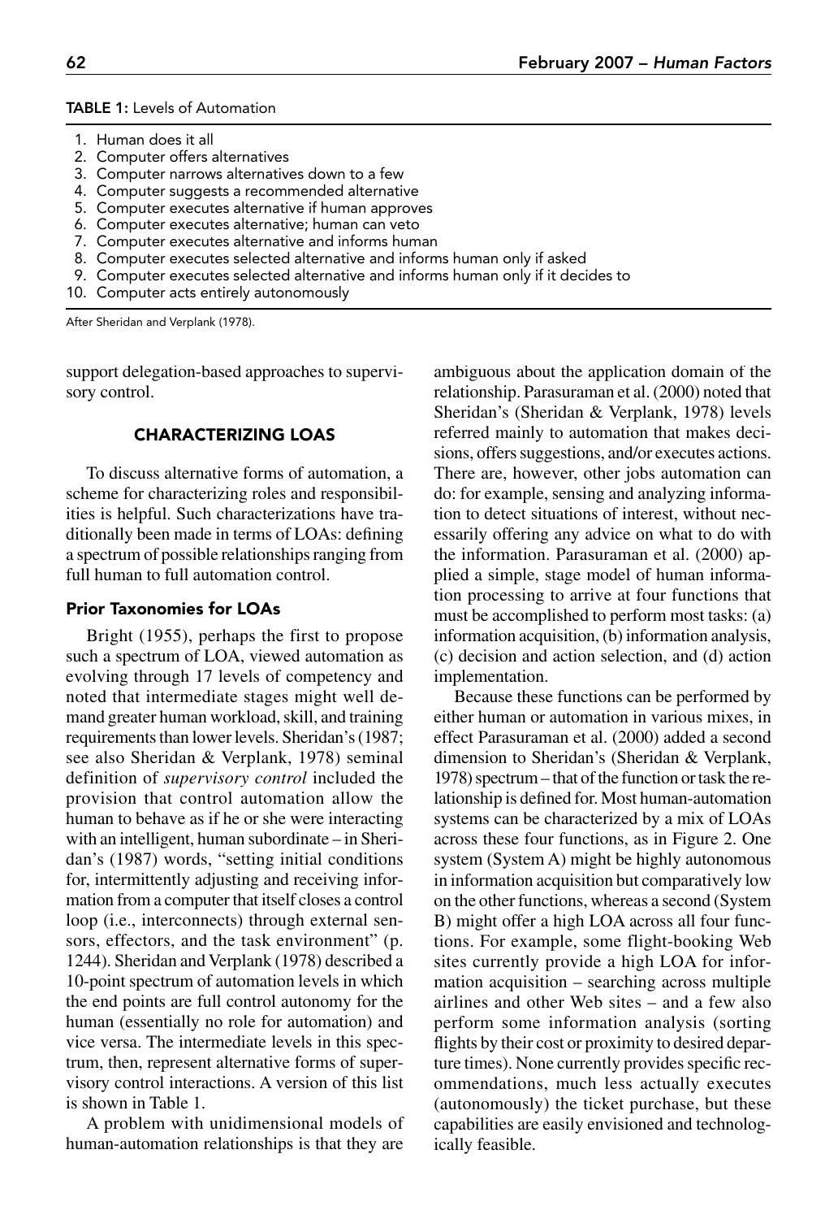**TABLE 1:** Levels of Automation

1. Human does it all
2. Computer offers alternatives
3. Computer narrows alternatives down to a few
4. Computer suggests a recommended alternative
5. Computer executes alternative if human approves
6. Computer executes alternative; human can veto
7. Computer executes alternative and informs human
8. Computer executes selected alternative and informs human only if asked
9. Computer executes selected alternative and informs human only if it decides to
10. Computer acts entirely autonomously

After Sheridan and Verplank (1978).

support delegation-based approaches to supervisory control.

## CHARACTERIZING LOAS

To discuss alternative forms of automation, a scheme for characterizing roles and responsibilities is helpful. Such characterizations have traditionally been made in terms of LOAs: defining a spectrum of possible relationships ranging from full human to full automation control.

### Prior Taxonomies for LOAs

Bright (1955), perhaps the first to propose such a spectrum of LOA, viewed automation as evolving through 17 levels of competency and noted that intermediate stages might well demand greater human workload, skill, and training requirements than lower levels. Sheridan's (1987; see also Sheridan & Verplank, 1978) seminal definition of *supervisory control* included the provision that control automation allow the human to behave as if he or she were interacting with an intelligent, human subordinate – in Sheridan's (1987) words, "setting initial conditions for, intermittently adjusting and receiving information from a computer that itself closes a control loop (i.e., interconnects) through external sensors, effectors, and the task environment" (p. 1244). Sheridan and Verplank (1978) described a 10-point spectrum of automation levels in which the end points are full control autonomy for the human (essentially no role for automation) and vice versa. The intermediate levels in this spectrum, then, represent alternative forms of supervisory control interactions. A version of this list is shown in Table 1.

A problem with unidimensional models of human-automation relationships is that they are ambiguous about the application domain of the relationship. Parasuraman et al. (2000) noted that Sheridan's (Sheridan & Verplank, 1978) levels referred mainly to automation that makes decisions, offers suggestions, and/or executes actions. There are, however, other jobs automation can do: for example, sensing and analyzing information to detect situations of interest, without necessarily offering any advice on what to do with the information. Parasuraman et al. (2000) applied a simple, stage model of human information processing to arrive at four functions that must be accomplished to perform most tasks: (a) information acquisition, (b) information analysis, (c) decision and action selection, and (d) action implementation.

Because these functions can be performed by either human or automation in various mixes, in effect Parasuraman et al. (2000) added a second dimension to Sheridan's (Sheridan & Verplank, 1978) spectrum – that of the function or task the relationship is defined for. Most human-automation systems can be characterized by a mix of LOAs across these four functions, as in Figure 2. One system (System A) might be highly autonomous in information acquisition but comparatively low on the other functions, whereas a second (System B) might offer a high LOA across all four functions. For example, some flight-booking Web sites currently provide a high LOA for information acquisition – searching across multiple airlines and other Web sites – and a few also perform some information analysis (sorting flights by their cost or proximity to desired departure times). None currently provides specific recommendations, much less actually executes (autonomously) the ticket purchase, but these capabilities are easily envisioned and technologically feasible.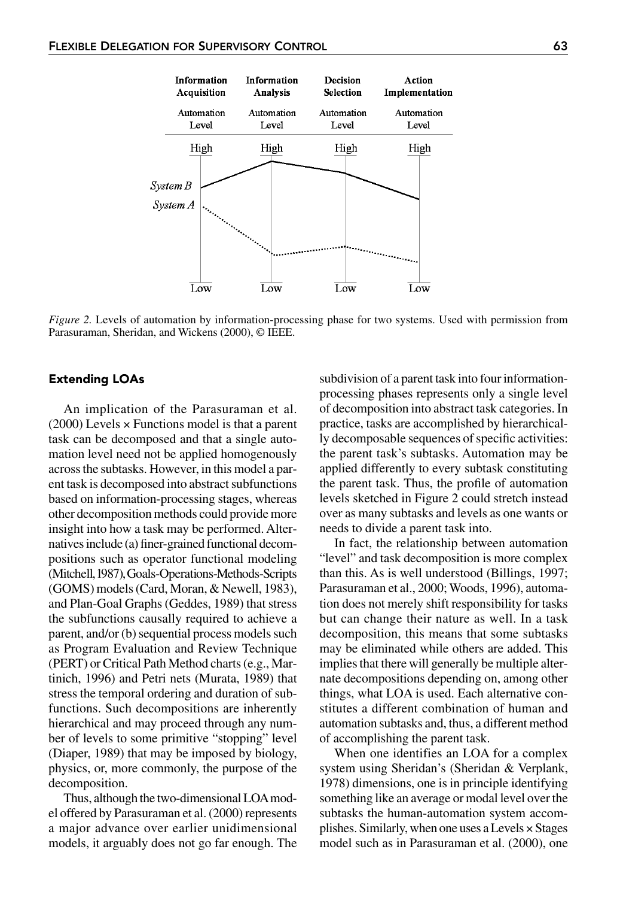*Figure 2.* Levels of automation by information-processing phase for two systems. Used with permission from Parasuraman, Sheridan, and Wickens (2000), © IEEE.

### Extending LOAs

An implication of the Parasuraman et al. (2000) Levels × Functions model is that a parent task can be decomposed and that a single automation level need not be applied homogenously across the subtasks. However, in this model a parent task is decomposed into abstract subfunctions based on information-processing stages, whereas other decomposition methods could provide more insight into how a task may be performed. Alternatives include (a) finer-grained functional decompositions such as operator functional modeling (Mitchell, 1987), Goals-Operations-Methods-Scripts (GOMS) models (Card, Moran, & Newell, 1983), and Plan-Goal Graphs (Geddes, 1989) that stress the subfunctions causally required to achieve a parent, and/or (b) sequential process models such as Program Evaluation and Review Technique (PERT) or Critical Path Method charts (e.g., Martinich, 1996) and Petri nets (Murata, 1989) that stress the temporal ordering and duration of subfunctions. Such decompositions are inherently hierarchical and may proceed through any number of levels to some primitive "stopping" level (Diaper, 1989) that may be imposed by biology, physics, or, more commonly, the purpose of the decomposition.

Thus, although the two-dimensional LOA model offered by Parasuraman et al. (2000) represents a major advance over earlier unidimensional models, it arguably does not go far enough. The subdivision of a parent task into four information-processing phases represents only a single level of decomposition into abstract task categories. In practice, tasks are accomplished by hierarchically decomposable sequences of specific activities: the parent task's subtasks. Automation may be applied differently to every subtask constituting the parent task. Thus, the profile of automation levels sketched in Figure 2 could stretch instead over as many subtasks and levels as one wants or needs to divide a parent task into.

In fact, the relationship between automation "level" and task decomposition is more complex than this. As is well understood (Billings, 1997; Parasuraman et al., 2000; Woods, 1996), automation does not merely shift responsibility for tasks but can change their nature as well. In a task decomposition, this means that some subtasks may be eliminated while others are added. This implies that there will generally be multiple alternate decompositions depending on, among other things, what LOA is used. Each alternative constitutes a different combination of human and automation subtasks and, thus, a different method of accomplishing the parent task.

When one identifies an LOA for a complex system using Sheridan's (Sheridan & Verplank, 1978) dimensions, one is in principle identifying something like an average or modal level over the subtasks the human-automation system accomplishes. Similarly, when one uses a Levels × Stages model such as in Parasuraman et al. (2000), one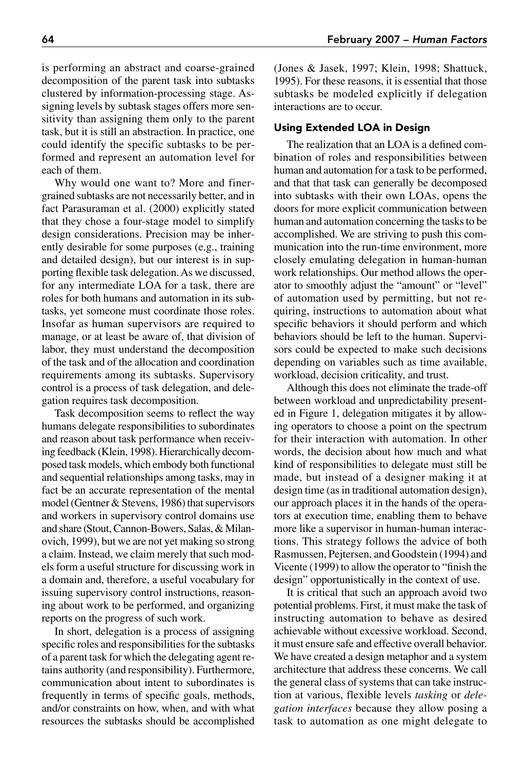is performing an abstract and coarse-grained decomposition of the parent task into subtasks clustered by information-processing stage. Assigning levels by subtask stages offers more sensitivity than assigning them only to the parent task, but it is still an abstraction. In practice, one could identify the specific subtasks to be performed and represent an automation level for each of them.

Why would one want to? More and finer-grained subtasks are not necessarily better, and in fact Parasuraman et al. (2000) explicitly stated that they chose a four-stage model to simplify design considerations. Precision may be inherently desirable for some purposes (e.g., training and detailed design), but our interest is in supporting flexible task delegation. As we discussed, for any intermediate LOA for a task, there are roles for both humans and automation in its subtasks, yet someone must coordinate those roles. Insofar as human supervisors are required to manage, or at least be aware of, that division of labor, they must understand the decomposition of the task and of the allocation and coordination requirements among its subtasks. Supervisory control is a process of task delegation, and delegation requires task decomposition.

Task decomposition seems to reflect the way humans delegate responsibilities to subordinates and reason about task performance when receiving feedback (Klein, 1998). Hierarchically decomposed task models, which embody both functional and sequential relationships among tasks, may in fact be an accurate representation of the mental model (Gentner & Stevens, 1986) that supervisors and workers in supervisory control domains use and share (Stout, Cannon-Bowers, Salas, & Milanovich, 1999), but we are not yet making so strong a claim. Instead, we claim merely that such models form a useful structure for discussing work in a domain and, therefore, a useful vocabulary for issuing supervisory control instructions, reasoning about work to be performed, and organizing reports on the progress of such work.

In short, delegation is a process of assigning specific roles and responsibilities for the subtasks of a parent task for which the delegating agent retains authority (and responsibility). Furthermore, communication about intent to subordinates is frequently in terms of specific goals, methods, and/or constraints on how, when, and with what resources the subtasks should be accomplished (Jones & Jasek, 1997; Klein, 1998; Shattuck, 1995). For these reasons, it is essential that those subtasks be modeled explicitly if delegation interactions are to occur.

### Using Extended LOA in Design

The realization that an LOA is a defined combination of roles and responsibilities between human and automation for a task to be performed, and that that task can generally be decomposed into subtasks with their own LOAs, opens the doors for more explicit communication between human and automation concerning the tasks to be accomplished. We are striving to push this communication into the run-time environment, more closely emulating delegation in human-human work relationships. Our method allows the operator to smoothly adjust the "amount" or "level" of automation used by permitting, but not requiring, instructions to automation about what specific behaviors it should perform and which behaviors should be left to the human. Supervisors could be expected to make such decisions depending on variables such as time available, workload, decision criticality, and trust.

Although this does not eliminate the trade-off between workload and unpredictability presented in Figure 1, delegation mitigates it by allowing operators to choose a point on the spectrum for their interaction with automation. In other words, the decision about how much and what kind of responsibilities to delegate must still be made, but instead of a designer making it at design time (as in traditional automation design), our approach places it in the hands of the operators at execution time, enabling them to behave more like a supervisor in human-human interactions. This strategy follows the advice of both Rasmussen, Pejtersen, and Goodstein (1994) and Vicente (1999) to allow the operator to "finish the design" opportunistically in the context of use.

It is critical that such an approach avoid two potential problems. First, it must make the task of instructing automation to behave as desired achievable without excessive workload. Second, it must ensure safe and effective overall behavior. We have created a design metaphor and a system architecture that address these concerns. We call the general class of systems that can take instruction at various, flexible levels *tasking* or *delegation interfaces* because they allow posing a task to automation as one might delegate to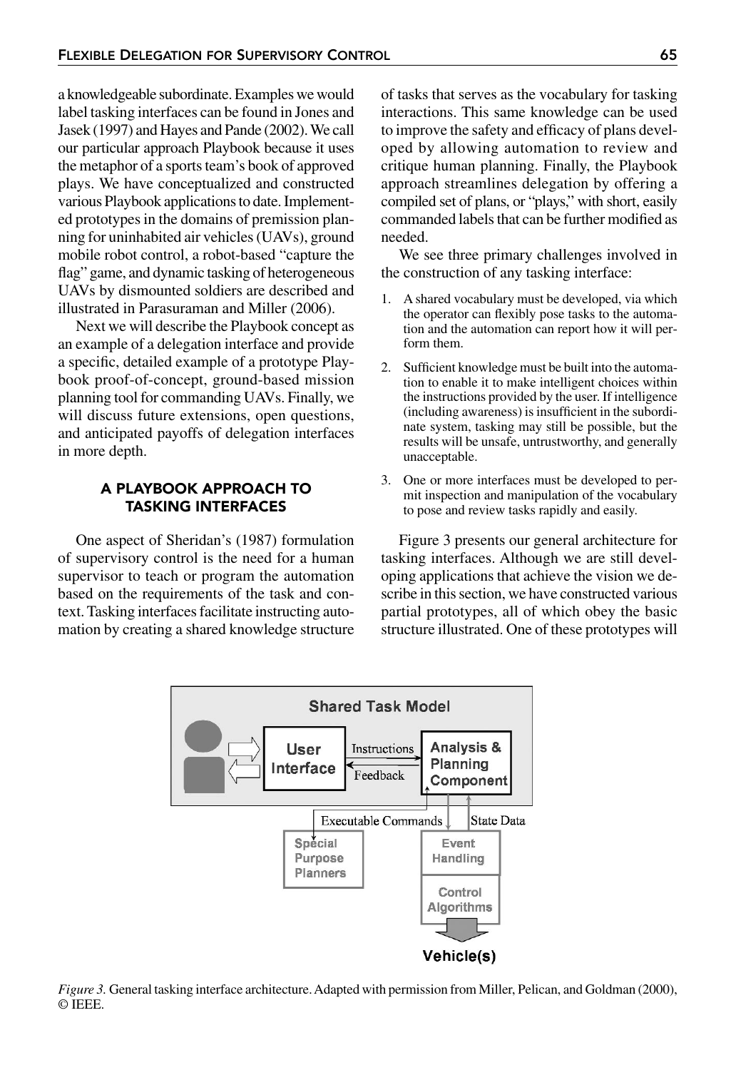a knowledgeable subordinate. Examples we would label tasking interfaces can be found in Jones and Jasek (1997) and Hayes and Pande (2002). We call our particular approach Playbook because it uses the metaphor of a sports team's book of approved plays. We have conceptualized and constructed various Playbook applications to date. Implemented prototypes in the domains of premission planning for uninhabited air vehicles (UAVs), ground mobile robot control, a robot-based "capture the flag" game, and dynamic tasking of heterogeneous UAVs by dismounted soldiers are described and illustrated in Parasuraman and Miller (2006).

Next we will describe the Playbook concept as an example of a delegation interface and provide a specific, detailed example of a prototype Playbook proof-of-concept, ground-based mission planning tool for commanding UAVs. Finally, we will discuss future extensions, open questions, and anticipated payoffs of delegation interfaces in more depth.

## A PLAYBOOK APPROACH TO TASKING INTERFACES

One aspect of Sheridan's (1987) formulation of supervisory control is the need for a human supervisor to teach or program the automation based on the requirements of the task and context. Tasking interfaces facilitate instructing automation by creating a shared knowledge structure of tasks that serves as the vocabulary for tasking interactions. This same knowledge can be used to improve the safety and efficacy of plans developed by allowing automation to review and critique human planning. Finally, the Playbook approach streamlines delegation by offering a compiled set of plans, or "plays," with short, easily commanded labels that can be further modified as needed.

We see three primary challenges involved in the construction of any tasking interface:

1. A shared vocabulary must be developed, via which the operator can flexibly pose tasks to the automation and the automation can report how it will perform them.
2. Sufficient knowledge must be built into the automation to enable it to make intelligent choices within the instructions provided by the user. If intelligence (including awareness) is insufficient in the subordinate system, tasking may still be possible, but the results will be unsafe, untrustworthy, and generally unacceptable.
3. One or more interfaces must be developed to permit inspection and manipulation of the vocabulary to pose and review tasks rapidly and easily.

Figure 3 presents our general architecture for tasking interfaces. Although we are still developing applications that achieve the vision we describe in this section, we have constructed various partial prototypes, all of which obey the basic structure illustrated. One of these prototypes will

*Figure 3.* General tasking interface architecture. Adapted with permission from Miller, Pelican, and Goldman (2000), © IEEE.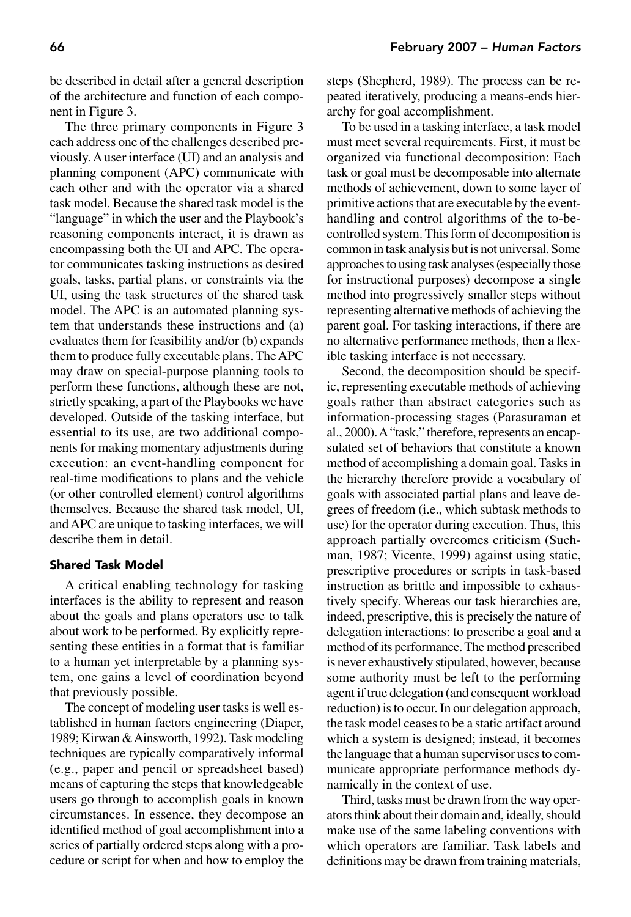be described in detail after a general description of the architecture and function of each component in Figure 3.

The three primary components in Figure 3 each address one of the challenges described previously. A user interface (UI) and an analysis and planning component (APC) communicate with each other and with the operator via a shared task model. Because the shared task model is the "language" in which the user and the Playbook's reasoning components interact, it is drawn as encompassing both the UI and APC. The operator communicates tasking instructions as desired goals, tasks, partial plans, or constraints via the UI, using the task structures of the shared task model. The APC is an automated planning system that understands these instructions and (a) evaluates them for feasibility and/or (b) expands them to produce fully executable plans. The APC may draw on special-purpose planning tools to perform these functions, although these are not, strictly speaking, a part of the Playbooks we have developed. Outside of the tasking interface, but essential to its use, are two additional components for making momentary adjustments during execution: an event-handling component for real-time modifications to plans and the vehicle (or other controlled element) control algorithms themselves. Because the shared task model, UI, and APC are unique to tasking interfaces, we will describe them in detail.

### Shared Task Model

A critical enabling technology for tasking interfaces is the ability to represent and reason about the goals and plans operators use to talk about work to be performed. By explicitly representing these entities in a format that is familiar to a human yet interpretable by a planning system, one gains a level of coordination beyond that previously possible.

The concept of modeling user tasks is well established in human factors engineering (Diaper, 1989; Kirwan & Ainsworth, 1992). Task modeling techniques are typically comparatively informal (e.g., paper and pencil or spreadsheet based) means of capturing the steps that knowledgeable users go through to accomplish goals in known circumstances. In essence, they decompose an identified method of goal accomplishment into a series of partially ordered steps along with a procedure or script for when and how to employ the steps (Shepherd, 1989). The process can be repeated iteratively, producing a means-ends hierarchy for goal accomplishment.

To be used in a tasking interface, a task model must meet several requirements. First, it must be organized via functional decomposition: Each task or goal must be decomposable into alternate methods of achievement, down to some layer of primitive actions that are executable by the event-handling and control algorithms of the to-be-controlled system. This form of decomposition is common in task analysis but is not universal. Some approaches to using task analyses (especially those for instructional purposes) decompose a single method into progressively smaller steps without representing alternative methods of achieving the parent goal. For tasking interactions, if there are no alternative performance methods, then a flexible tasking interface is not necessary.

Second, the decomposition should be specific, representing executable methods of achieving goals rather than abstract categories such as information-processing stages (Parasuraman et al., 2000). A "task," therefore, represents an encapsulated set of behaviors that constitute a known method of accomplishing a domain goal. Tasks in the hierarchy therefore provide a vocabulary of goals with associated partial plans and leave degrees of freedom (i.e., which subtask methods to use) for the operator during execution. Thus, this approach partially overcomes criticism (Suchman, 1987; Vicente, 1999) against using static, prescriptive procedures or scripts in task-based instruction as brittle and impossible to exhaustively specify. Whereas our task hierarchies are, indeed, prescriptive, this is precisely the nature of delegation interactions: to prescribe a goal and a method of its performance. The method prescribed is never exhaustively stipulated, however, because some authority must be left to the performing agent if true delegation (and consequent workload reduction) is to occur. In our delegation approach, the task model ceases to be a static artifact around which a system is designed; instead, it becomes the language that a human supervisor uses to communicate appropriate performance methods dynamically in the context of use.

Third, tasks must be drawn from the way operators think about their domain and, ideally, should make use of the same labeling conventions with which operators are familiar. Task labels and definitions may be drawn from training materials,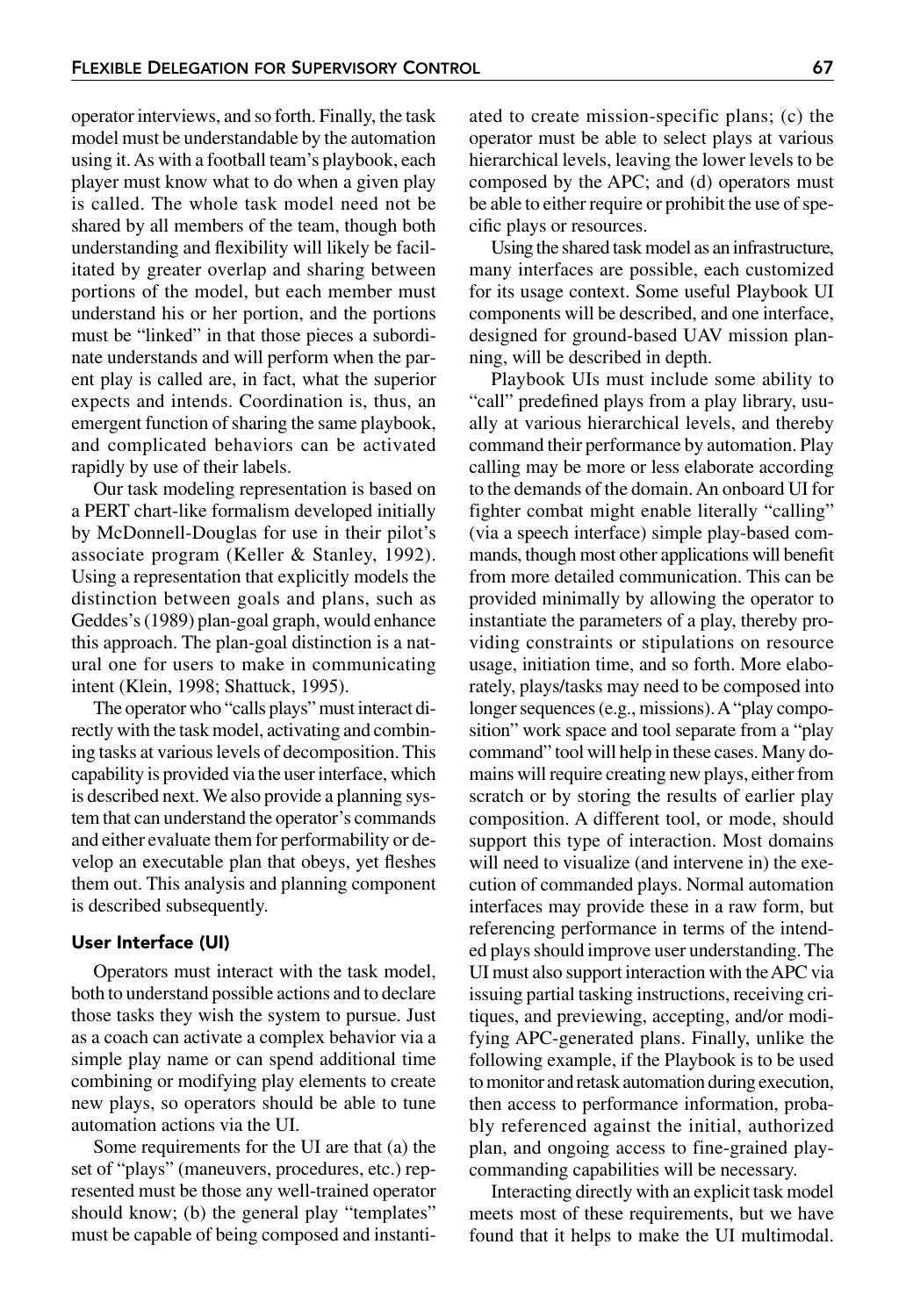operator interviews, and so forth. Finally, the task model must be understandable by the automation using it. As with a football team's playbook, each player must know what to do when a given play is called. The whole task model need not be shared by all members of the team, though both understanding and flexibility will likely be facilitated by greater overlap and sharing between portions of the model, but each member must understand his or her portion, and the portions must be "linked" in that those pieces a subordinate understands and will perform when the parent play is called are, in fact, what the superior expects and intends. Coordination is, thus, an emergent function of sharing the same playbook, and complicated behaviors can be activated rapidly by use of their labels.

Our task modeling representation is based on a PERT chart-like formalism developed initially by McDonnell-Douglas for use in their pilot's associate program (Keller & Stanley, 1992). Using a representation that explicitly models the distinction between goals and plans, such as Geddes's (1989) plan-goal graph, would enhance this approach. The plan-goal distinction is a natural one for users to make in communicating intent (Klein, 1998; Shattuck, 1995).

The operator who "calls plays" must interact directly with the task model, activating and combining tasks at various levels of decomposition. This capability is provided via the user interface, which is described next. We also provide a planning system that can understand the operator's commands and either evaluate them for performability or develop an executable plan that obeys, yet fleshes them out. This analysis and planning component is described subsequently.

### User Interface (UI)

Operators must interact with the task model, both to understand possible actions and to declare those tasks they wish the system to pursue. Just as a coach can activate a complex behavior via a simple play name or can spend additional time combining or modifying play elements to create new plays, so operators should be able to tune automation actions via the UI.

Some requirements for the UI are that (a) the set of "plays" (maneuvers, procedures, etc.) represented must be those any well-trained operator should know; (b) the general play "templates" must be capable of being composed and instantiated to create mission-specific plans; (c) the operator must be able to select plays at various hierarchical levels, leaving the lower levels to be composed by the APC; and (d) operators must be able to either require or prohibit the use of specific plays or resources.

Using the shared task model as an infrastructure, many interfaces are possible, each customized for its usage context. Some useful Playbook UI components will be described, and one interface, designed for ground-based UAV mission planning, will be described in depth.

Playbook UIs must include some ability to "call" predefined plays from a play library, usually at various hierarchical levels, and thereby command their performance by automation. Play calling may be more or less elaborate according to the demands of the domain. An onboard UI for fighter combat might enable literally "calling" (via a speech interface) simple play-based commands, though most other applications will benefit from more detailed communication. This can be provided minimally by allowing the operator to instantiate the parameters of a play, thereby providing constraints or stipulations on resource usage, initiation time, and so forth. More elaborately, plays/tasks may need to be composed into longer sequences (e.g., missions). A "play composition" work space and tool separate from a "play command" tool will help in these cases. Many domains will require creating new plays, either from scratch or by storing the results of earlier play composition. A different tool, or mode, should support this type of interaction. Most domains will need to visualize (and intervene in) the execution of commanded plays. Normal automation interfaces may provide these in a raw form, but referencing performance in terms of the intended plays should improve user understanding. The UI must also support interaction with the APC via issuing partial tasking instructions, receiving critiques, and previewing, accepting, and/or modifying APC-generated plans. Finally, unlike the following example, if the Playbook is to be used to monitor and retask automation during execution, then access to performance information, probably referenced against the initial, authorized plan, and ongoing access to fine-grained play-commanding capabilities will be necessary.

Interacting directly with an explicit task model meets most of these requirements, but we have found that it helps to make the UI multimodal.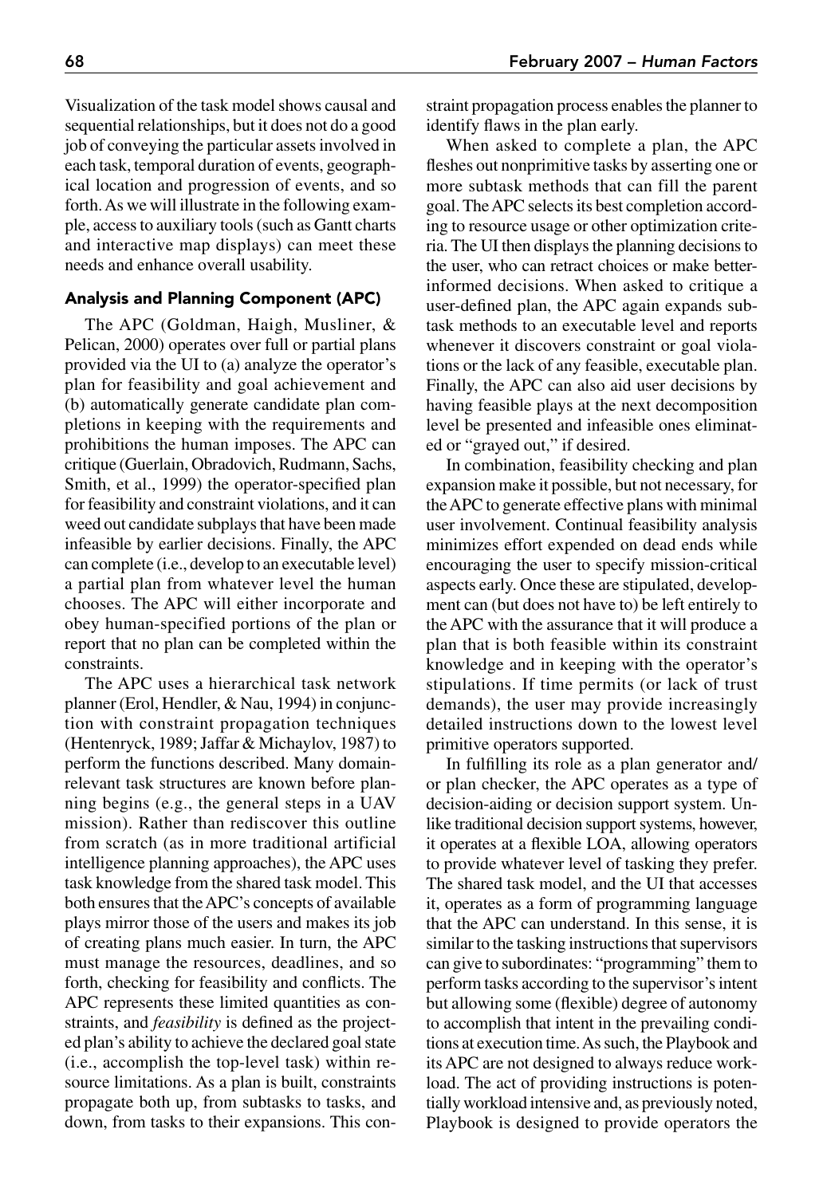Visualization of the task model shows causal and sequential relationships, but it does not do a good job of conveying the particular assets involved in each task, temporal duration of events, geographical location and progression of events, and so forth. As we will illustrate in the following example, access to auxiliary tools (such as Gantt charts and interactive map displays) can meet these needs and enhance overall usability.

### Analysis and Planning Component (APC)

The APC (Goldman, Haigh, Musliner, & Pelican, 2000) operates over full or partial plans provided via the UI to (a) analyze the operator's plan for feasibility and goal achievement and (b) automatically generate candidate plan completions in keeping with the requirements and prohibitions the human imposes. The APC can critique (Guerlain, Obradovich, Rudmann, Sachs, Smith, et al., 1999) the operator-specified plan for feasibility and constraint violations, and it can weed out candidate subplays that have been made infeasible by earlier decisions. Finally, the APC can complete (i.e., develop to an executable level) a partial plan from whatever level the human chooses. The APC will either incorporate and obey human-specified portions of the plan or report that no plan can be completed within the constraints.

The APC uses a hierarchical task network planner (Erol, Hendler, & Nau, 1994) in conjunction with constraint propagation techniques (Hentenryck, 1989; Jaffar & Michaylov, 1987) to perform the functions described. Many domain-relevant task structures are known before planning begins (e.g., the general steps in a UAV mission). Rather than rediscover this outline from scratch (as in more traditional artificial intelligence planning approaches), the APC uses task knowledge from the shared task model. This both ensures that the APC's concepts of available plays mirror those of the users and makes its job of creating plans much easier. In turn, the APC must manage the resources, deadlines, and so forth, checking for feasibility and conflicts. The APC represents these limited quantities as constraints, and *feasibility* is defined as the projected plan's ability to achieve the declared goal state (i.e., accomplish the top-level task) within resource limitations. As a plan is built, constraints propagate both up, from subtasks to tasks, and down, from tasks to their expansions. This constraint propagation process enables the planner to identify flaws in the plan early.

When asked to complete a plan, the APC fleshes out nonprimitive tasks by asserting one or more subtask methods that can fill the parent goal. The APC selects its best completion according to resource usage or other optimization criteria. The UI then displays the planning decisions to the user, who can retract choices or make better-informed decisions. When asked to critique a user-defined plan, the APC again expands subtask methods to an executable level and reports whenever it discovers constraint or goal violations or the lack of any feasible, executable plan. Finally, the APC can also aid user decisions by having feasible plays at the next decomposition level be presented and infeasible ones eliminated or "grayed out," if desired.

In combination, feasibility checking and plan expansion make it possible, but not necessary, for the APC to generate effective plans with minimal user involvement. Continual feasibility analysis minimizes effort expended on dead ends while encouraging the user to specify mission-critical aspects early. Once these are stipulated, development can (but does not have to) be left entirely to the APC with the assurance that it will produce a plan that is both feasible within its constraint knowledge and in keeping with the operator's stipulations. If time permits (or lack of trust demands), the user may provide increasingly detailed instructions down to the lowest level primitive operators supported.

In fulfilling its role as a plan generator and/or plan checker, the APC operates as a type of decision-aiding or decision support system. Unlike traditional decision support systems, however, it operates at a flexible LOA, allowing operators to provide whatever level of tasking they prefer. The shared task model, and the UI that accesses it, operates as a form of programming language that the APC can understand. In this sense, it is similar to the tasking instructions that supervisors can give to subordinates: "programming" them to perform tasks according to the supervisor's intent but allowing some (flexible) degree of autonomy to accomplish that intent in the prevailing conditions at execution time. As such, the Playbook and its APC are not designed to always reduce workload. The act of providing instructions is potentially workload intensive and, as previously noted, Playbook is designed to provide operators the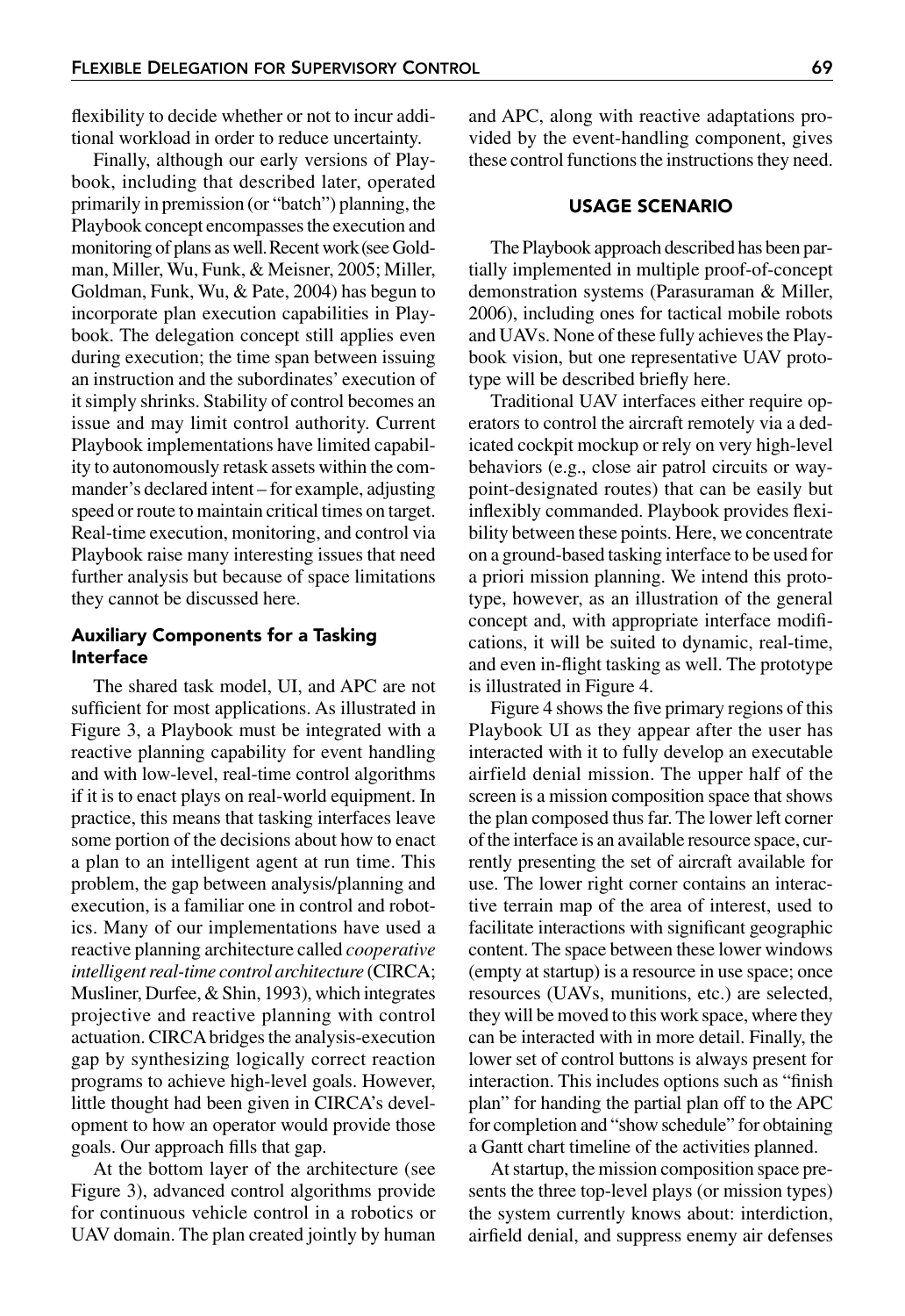flexibility to decide whether or not to incur additional workload in order to reduce uncertainty.

Finally, although our early versions of Playbook, including that described later, operated primarily in premission (or "batch") planning, the Playbook concept encompasses the execution and monitoring of plans as well. Recent work (see Goldman, Miller, Wu, Funk, & Meisner, 2005; Miller, Goldman, Funk, Wu, & Pate, 2004) has begun to incorporate plan execution capabilities in Playbook. The delegation concept still applies even during execution; the time span between issuing an instruction and the subordinates' execution of it simply shrinks. Stability of control becomes an issue and may limit control authority. Current Playbook implementations have limited capability to autonomously retask assets within the commander's declared intent – for example, adjusting speed or route to maintain critical times on target. Real-time execution, monitoring, and control via Playbook raise many interesting issues that need further analysis but because of space limitations they cannot be discussed here.

### Auxiliary Components for a Tasking Interface

The shared task model, UI, and APC are not sufficient for most applications. As illustrated in Figure 3, a Playbook must be integrated with a reactive planning capability for event handling and with low-level, real-time control algorithms if it is to enact plays on real-world equipment. In practice, this means that tasking interfaces leave some portion of the decisions about how to enact a plan to an intelligent agent at run time. This problem, the gap between analysis/planning and execution, is a familiar one in control and robotics. Many of our implementations have used a reactive planning architecture called *cooperative intelligent real-time control architecture* (CIRCA; Musliner, Durfee, & Shin, 1993), which integrates projective and reactive planning with control actuation. CIRCA bridges the analysis-execution gap by synthesizing logically correct reaction programs to achieve high-level goals. However, little thought had been given in CIRCA's development to how an operator would provide those goals. Our approach fills that gap.

At the bottom layer of the architecture (see Figure 3), advanced control algorithms provide for continuous vehicle control in a robotics or UAV domain. The plan created jointly by human and APC, along with reactive adaptations provided by the event-handling component, gives these control functions the instructions they need.

## USAGE SCENARIO

The Playbook approach described has been partially implemented in multiple proof-of-concept demonstration systems (Parasuraman & Miller, 2006), including ones for tactical mobile robots and UAVs. None of these fully achieves the Playbook vision, but one representative UAV prototype will be described briefly here.

Traditional UAV interfaces either require operators to control the aircraft remotely via a dedicated cockpit mockup or rely on very high-level behaviors (e.g., close air patrol circuits or waypoint-designated routes) that can be easily but inflexibly commanded. Playbook provides flexibility between these points. Here, we concentrate on a ground-based tasking interface to be used for a priori mission planning. We intend this prototype, however, as an illustration of the general concept and, with appropriate interface modifications, it will be suited to dynamic, real-time, and even in-flight tasking as well. The prototype is illustrated in Figure 4.

Figure 4 shows the five primary regions of this Playbook UI as they appear after the user has interacted with it to fully develop an executable airfield denial mission. The upper half of the screen is a mission composition space that shows the plan composed thus far. The lower left corner of the interface is an available resource space, currently presenting the set of aircraft available for use. The lower right corner contains an interactive terrain map of the area of interest, used to facilitate interactions with significant geographic content. The space between these lower windows (empty at startup) is a resource in use space; once resources (UAVs, munitions, etc.) are selected, they will be moved to this work space, where they can be interacted with in more detail. Finally, the lower set of control buttons is always present for interaction. This includes options such as "finish plan" for handing the partial plan off to the APC for completion and "show schedule" for obtaining a Gantt chart timeline of the activities planned.

At startup, the mission composition space presents the three top-level plays (or mission types) the system currently knows about: interdiction, airfield denial, and suppress enemy air defenses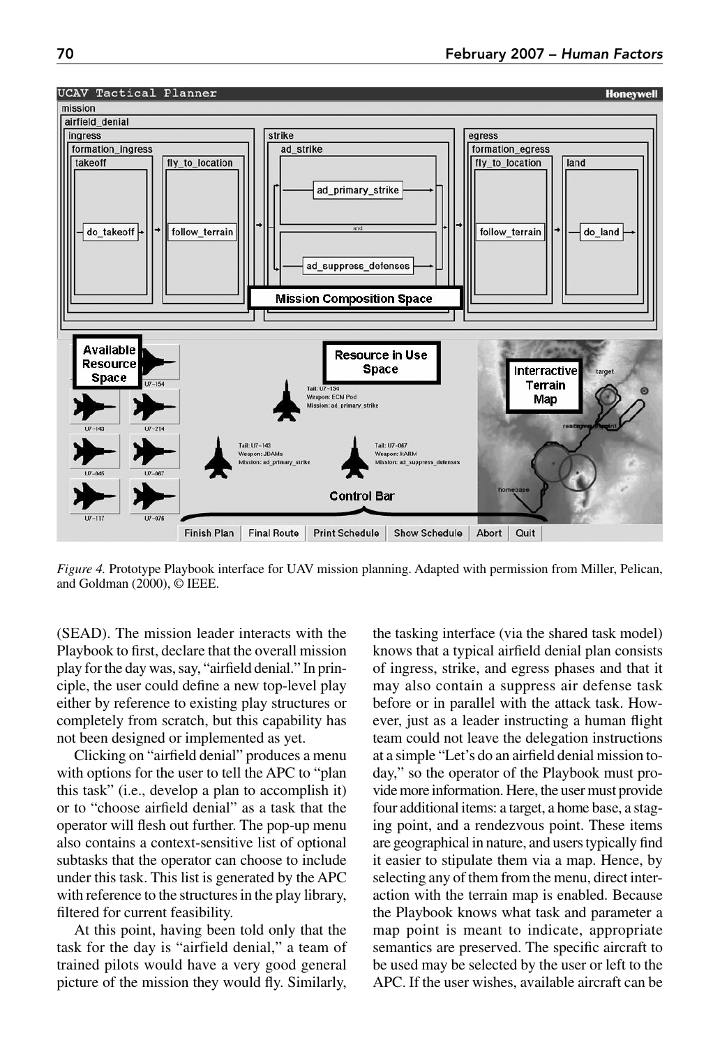*Figure 4.* Prototype Playbook interface for UAV mission planning. Adapted with permission from Miller, Pelican, and Goldman (2000), © IEEE.

(SEAD). The mission leader interacts with the Playbook to first, declare that the overall mission play for the day was, say, "airfield denial." In principle, the user could define a new top-level play either by reference to existing play structures or completely from scratch, but this capability has not been designed or implemented as yet.

Clicking on "airfield denial" produces a menu with options for the user to tell the APC to "plan this task" (i.e., develop a plan to accomplish it) or to "choose airfield denial" as a task that the operator will flesh out further. The pop-up menu also contains a context-sensitive list of optional subtasks that the operator can choose to include under this task. This list is generated by the APC with reference to the structures in the play library, filtered for current feasibility.

At this point, having been told only that the task for the day is "airfield denial," a team of trained pilots would have a very good general picture of the mission they would fly. Similarly, the tasking interface (via the shared task model) knows that a typical airfield denial plan consists of ingress, strike, and egress phases and that it may also contain a suppress air defense task before or in parallel with the attack task. However, just as a leader instructing a human flight team could not leave the delegation instructions at a simple "Let's do an airfield denial mission today," so the operator of the Playbook must provide more information. Here, the user must provide four additional items: a target, a home base, a staging point, and a rendezvous point. These items are geographical in nature, and users typically find it easier to stipulate them via a map. Hence, by selecting any of them from the menu, direct interaction with the terrain map is enabled. Because the Playbook knows what task and parameter a map point is meant to indicate, appropriate semantics are preserved. The specific aircraft to be used may be selected by the user or left to the APC. If the user wishes, available aircraft can be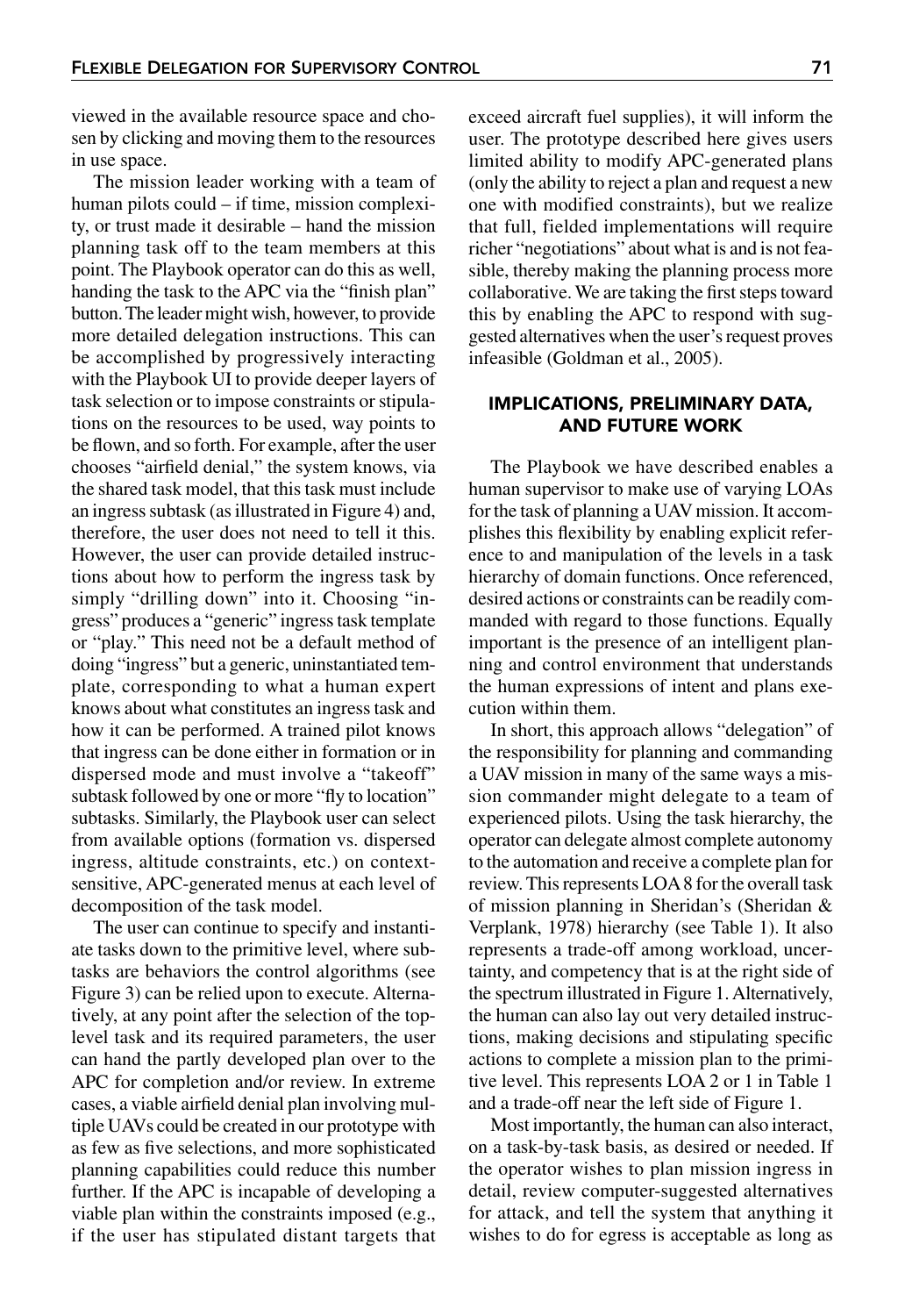viewed in the available resource space and chosen by clicking and moving them to the resources in use space.

The mission leader working with a team of human pilots could – if time, mission complexity, or trust made it desirable – hand the mission planning task off to the team members at this point. The Playbook operator can do this as well, handing the task to the APC via the "finish plan" button. The leader might wish, however, to provide more detailed delegation instructions. This can be accomplished by progressively interacting with the Playbook UI to provide deeper layers of task selection or to impose constraints or stipulations on the resources to be used, way points to be flown, and so forth. For example, after the user chooses "airfield denial," the system knows, via the shared task model, that this task must include an ingress subtask (as illustrated in Figure 4) and, therefore, the user does not need to tell it this. However, the user can provide detailed instructions about how to perform the ingress task by simply "drilling down" into it. Choosing "ingress" produces a "generic" ingress task template or "play." This need not be a default method of doing "ingress" but a generic, uninstantiated template, corresponding to what a human expert knows about what constitutes an ingress task and how it can be performed. A trained pilot knows that ingress can be done either in formation or in dispersed mode and must involve a "takeoff" subtask followed by one or more "fly to location" subtasks. Similarly, the Playbook user can select from available options (formation vs. dispersed ingress, altitude constraints, etc.) on context-sensitive, APC-generated menus at each level of decomposition of the task model.

The user can continue to specify and instantiate tasks down to the primitive level, where subtasks are behaviors the control algorithms (see Figure 3) can be relied upon to execute. Alternatively, at any point after the selection of the top-level task and its required parameters, the user can hand the partly developed plan over to the APC for completion and/or review. In extreme cases, a viable airfield denial plan involving multiple UAVs could be created in our prototype with as few as five selections, and more sophisticated planning capabilities could reduce this number further. If the APC is incapable of developing a viable plan within the constraints imposed (e.g., if the user has stipulated distant targets that exceed aircraft fuel supplies), it will inform the user. The prototype described here gives users limited ability to modify APC-generated plans (only the ability to reject a plan and request a new one with modified constraints), but we realize that full, fielded implementations will require richer "negotiations" about what is and is not feasible, thereby making the planning process more collaborative. We are taking the first steps toward this by enabling the APC to respond with suggested alternatives when the user's request proves infeasible (Goldman et al., 2005).

## IMPLICATIONS, PRELIMINARY DATA, AND FUTURE WORK

The Playbook we have described enables a human supervisor to make use of varying LOAs for the task of planning a UAV mission. It accomplishes this flexibility by enabling explicit reference to and manipulation of the levels in a task hierarchy of domain functions. Once referenced, desired actions or constraints can be readily commanded with regard to those functions. Equally important is the presence of an intelligent planning and control environment that understands the human expressions of intent and plans execution within them.

In short, this approach allows "delegation" of the responsibility for planning and commanding a UAV mission in many of the same ways a mission commander might delegate to a team of experienced pilots. Using the task hierarchy, the operator can delegate almost complete autonomy to the automation and receive a complete plan for review. This represents LOA 8 for the overall task of mission planning in Sheridan's (Sheridan & Verplank, 1978) hierarchy (see Table 1). It also represents a trade-off among workload, uncertainty, and competency that is at the right side of the spectrum illustrated in Figure 1. Alternatively, the human can also lay out very detailed instructions, making decisions and stipulating specific actions to complete a mission plan to the primitive level. This represents LOA 2 or 1 in Table 1 and a trade-off near the left side of Figure 1.

Most importantly, the human can also interact, on a task-by-task basis, as desired or needed. If the operator wishes to plan mission ingress in detail, review computer-suggested alternatives for attack, and tell the system that anything it wishes to do for egress is acceptable as long as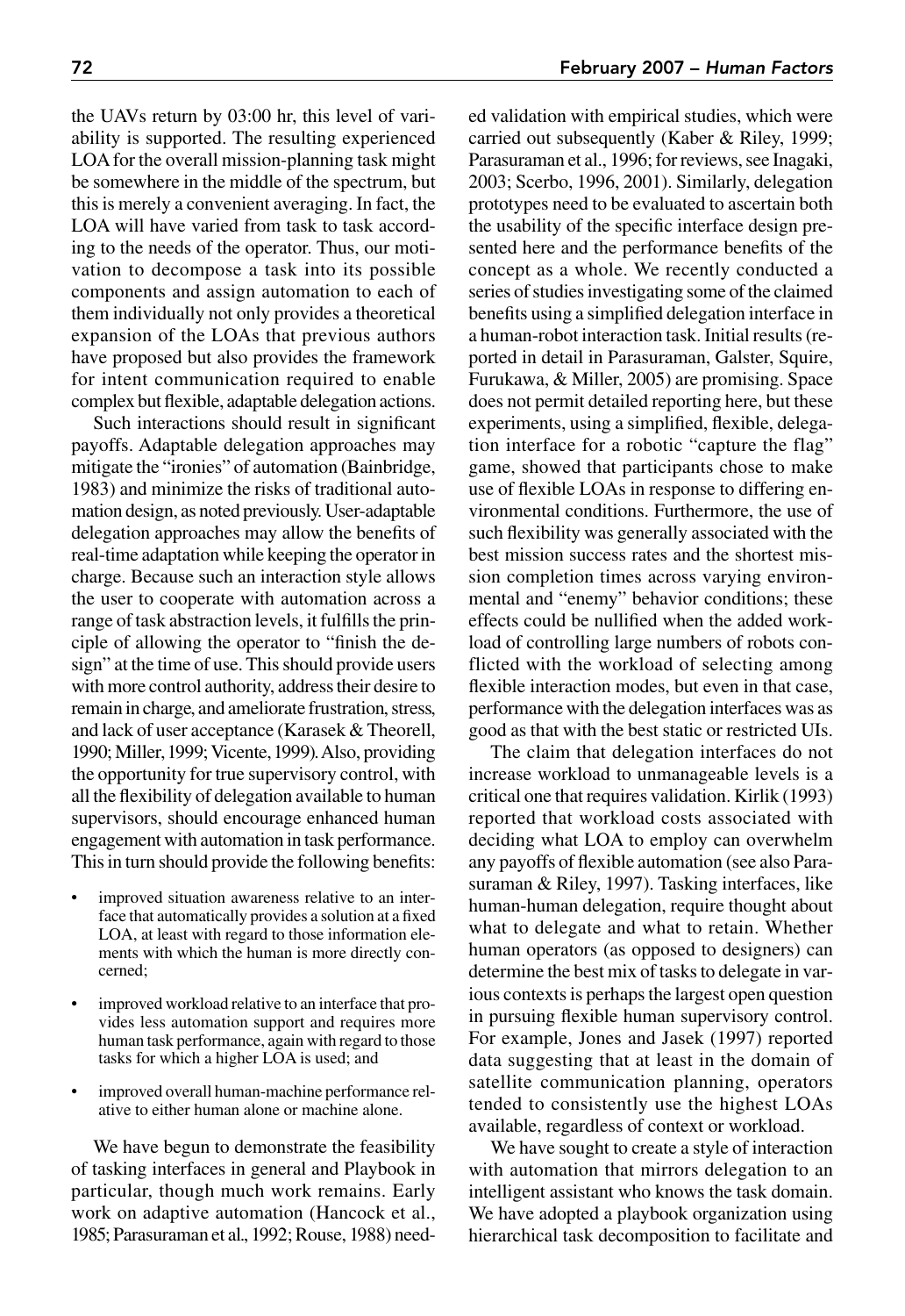the UAVs return by 03:00 hr, this level of variability is supported. The resulting experienced LOA for the overall mission-planning task might be somewhere in the middle of the spectrum, but this is merely a convenient averaging. In fact, the LOA will have varied from task to task according to the needs of the operator. Thus, our motivation to decompose a task into its possible components and assign automation to each of them individually not only provides a theoretical expansion of the LOAs that previous authors have proposed but also provides the framework for intent communication required to enable complex but flexible, adaptable delegation actions.

Such interactions should result in significant payoffs. Adaptable delegation approaches may mitigate the "ironies" of automation (Bainbridge, 1983) and minimize the risks of traditional automation design, as noted previously. User-adaptable delegation approaches may allow the benefits of real-time adaptation while keeping the operator in charge. Because such an interaction style allows the user to cooperate with automation across a range of task abstraction levels, it fulfills the principle of allowing the operator to "finish the design" at the time of use. This should provide users with more control authority, address their desire to remain in charge, and ameliorate frustration, stress, and lack of user acceptance (Karasek & Theorell, 1990; Miller, 1999; Vicente, 1999). Also, providing the opportunity for true supervisory control, with all the flexibility of delegation available to human supervisors, should encourage enhanced human engagement with automation in task performance. This in turn should provide the following benefits:

- improved situation awareness relative to an interface that automatically provides a solution at a fixed LOA, at least with regard to those information elements with which the human is more directly concerned;
- improved workload relative to an interface that provides less automation support and requires more human task performance, again with regard to those tasks for which a higher LOA is used; and
- improved overall human-machine performance relative to either human alone or machine alone.

We have begun to demonstrate the feasibility of tasking interfaces in general and Playbook in particular, though much work remains. Early work on adaptive automation (Hancock et al., 1985; Parasuraman et al., 1992; Rouse, 1988) needed validation with empirical studies, which were carried out subsequently (Kaber & Riley, 1999; Parasuraman et al., 1996; for reviews, see Inagaki, 2003; Scerbo, 1996, 2001). Similarly, delegation prototypes need to be evaluated to ascertain both the usability of the specific interface design presented here and the performance benefits of the concept as a whole. We recently conducted a series of studies investigating some of the claimed benefits using a simplified delegation interface in a human-robot interaction task. Initial results (reported in detail in Parasuraman, Galster, Squire, Furukawa, & Miller, 2005) are promising. Space does not permit detailed reporting here, but these experiments, using a simplified, flexible, delegation interface for a robotic "capture the flag" game, showed that participants chose to make use of flexible LOAs in response to differing environmental conditions. Furthermore, the use of such flexibility was generally associated with the best mission success rates and the shortest mission completion times across varying environmental and "enemy" behavior conditions; these effects could be nullified when the added workload of controlling large numbers of robots conflicted with the workload of selecting among flexible interaction modes, but even in that case, performance with the delegation interfaces was as good as that with the best static or restricted UIs.

The claim that delegation interfaces do not increase workload to unmanageable levels is a critical one that requires validation. Kirlik (1993) reported that workload costs associated with deciding what LOA to employ can overwhelm any payoffs of flexible automation (see also Parasuraman & Riley, 1997). Tasking interfaces, like human-human delegation, require thought about what to delegate and what to retain. Whether human operators (as opposed to designers) can determine the best mix of tasks to delegate in various contexts is perhaps the largest open question in pursuing flexible human supervisory control. For example, Jones and Jasek (1997) reported data suggesting that at least in the domain of satellite communication planning, operators tended to consistently use the highest LOAs available, regardless of context or workload.

We have sought to create a style of interaction with automation that mirrors delegation to an intelligent assistant who knows the task domain. We have adopted a playbook organization using hierarchical task decomposition to facilitate and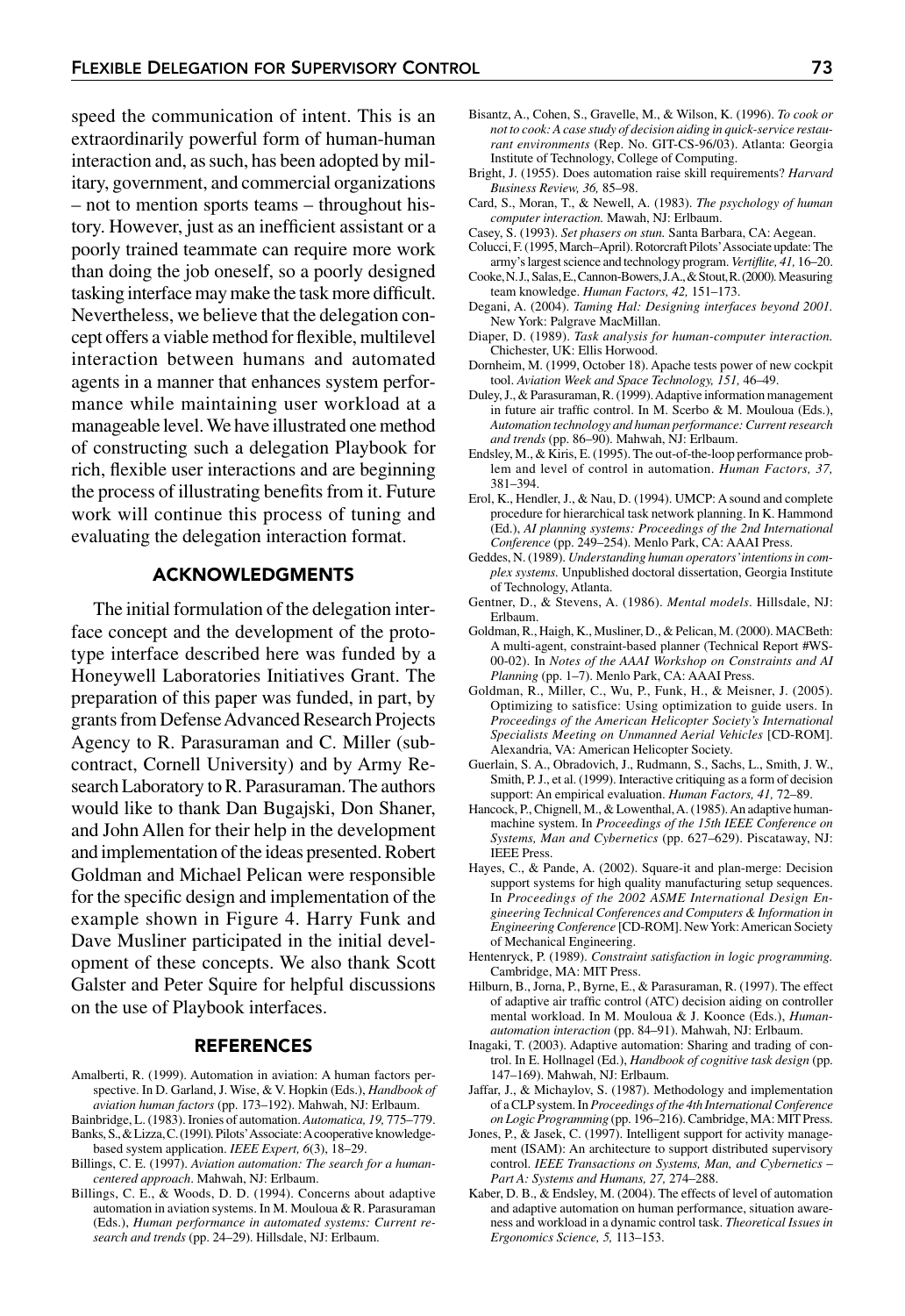speed the communication of intent. This is an extraordinarily powerful form of human-human interaction and, as such, has been adopted by military, government, and commercial organizations – not to mention sports teams – throughout history. However, just as an inefficient assistant or a poorly trained teammate can require more work than doing the job oneself, so a poorly designed tasking interface may make the task more difficult. Nevertheless, we believe that the delegation concept offers a viable method for flexible, multilevel interaction between humans and automated agents in a manner that enhances system performance while maintaining user workload at a manageable level. We have illustrated one method of constructing such a delegation Playbook for rich, flexible user interactions and are beginning the process of illustrating benefits from it. Future work will continue this process of tuning and evaluating the delegation interaction format.

## ACKNOWLEDGMENTS

The initial formulation of the delegation interface concept and the development of the prototype interface described here was funded by a Honeywell Laboratories Initiatives Grant. The preparation of this paper was funded, in part, by grants from Defense Advanced Research Projects Agency to R. Parasuraman and C. Miller (subcontract, Cornell University) and by Army Research Laboratory to R. Parasuraman. The authors would like to thank Dan Bugajski, Don Shaner, and John Allen for their help in the development and implementation of the ideas presented. Robert Goldman and Michael Pelican were responsible for the specific design and implementation of the example shown in Figure 4. Harry Funk and Dave Musliner participated in the initial development of these concepts. We also thank Scott Galster and Peter Squire for helpful discussions on the use of Playbook interfaces.

## REFERENCES

Amalberti, R. (1999). Automation in aviation: A human factors perspective. In D. Garland, J. Wise, & V. Hopkin (Eds.), *Handbook of aviation human factors* (pp. 173–192). Mahwah, NJ: Erlbaum.

Bainbridge, L. (1983). Ironies of automation. *Automatica, 19,* 775–779.

Banks, S., & Lizza, C. (1991). Pilots' Associate: A cooperative knowledge-based system application. *IEEE Expert, 6*(3), 18–29.

Billings, C. E. (1997). *Aviation automation: The search for a human-centered approach*. Mahwah, NJ: Erlbaum.

Billings, C. E., & Woods, D. D. (1994). Concerns about adaptive automation in aviation systems. In M. Mouloua & R. Parasuraman (Eds.), *Human performance in automated systems: Current research and trends* (pp. 24–29). Hillsdale, NJ: Erlbaum.

Bisantz, A., Cohen, S., Gravelle, M., & Wilson, K. (1996). *To cook or not to cook: A case study of decision aiding in quick-service restaurant environments* (Rep. No. GIT-CS-96/03). Atlanta: Georgia Institute of Technology, College of Computing.

Bright, J. (1955). Does automation raise skill requirements? *Harvard Business Review, 36,* 85–98.

Card, S., Moran, T., & Newell, A. (1983). *The psychology of human computer interaction.* Mawah, NJ: Erlbaum.

Casey, S. (1993). *Set phasers on stun.* Santa Barbara, CA: Aegean.

Colucci, F. (1995, March–April). Rotorcraft Pilots' Associate update: The army's largest science and technology program. *Vertiflite, 41,* 16–20.

Cooke, N. J., Salas, E., Cannon-Bowers, J. A., & Stout, R. (2000). Measuring team knowledge. *Human Factors, 42,* 151–173.

Degani, A. (2004). *Taming Hal: Designing interfaces beyond 2001.* New York: Palgrave MacMillan.

Diaper, D. (1989). *Task analysis for human-computer interaction.* Chichester, UK: Ellis Horwood.

Dornheim, M. (1999, October 18). Apache tests power of new cockpit tool. *Aviation Week and Space Technology, 151,* 46–49.

Duley, J., & Parasuraman, R. (1999). Adaptive information management in future air traffic control. In M. Scerbo & M. Mouloua (Eds.), *Automation technology and human performance: Current research and trends* (pp. 86–90). Mahwah, NJ: Erlbaum.

Endsley, M., & Kiris, E. (1995). The out-of-the-loop performance problem and level of control in automation. *Human Factors, 37,* 381–394.

Erol, K., Hendler, J., & Nau, D. (1994). UMCP: A sound and complete procedure for hierarchical task network planning. In K. Hammond (Ed.), *AI planning systems: Proceedings of the 2nd International Conference* (pp. 249–254). Menlo Park, CA: AAAI Press.

Geddes, N. (1989). *Understanding human operators' intentions in complex systems.* Unpublished doctoral dissertation, Georgia Institute of Technology, Atlanta.

Gentner, D., & Stevens, A. (1986). *Mental models*. Hillsdale, NJ: Erlbaum.

Goldman, R., Haigh, K., Musliner, D., & Pelican, M. (2000). MACBeth: A multi-agent, constraint-based planner (Technical Report #WS-00-02). In *Notes of the AAAI Workshop on Constraints and AI Planning* (pp. 1–7). Menlo Park, CA: AAAI Press.

Goldman, R., Miller, C., Wu, P., Funk, H., & Meisner, J. (2005). Optimizing to satisfice: Using optimization to guide users. In *Proceedings of the American Helicopter Society's International Specialists Meeting on Unmanned Aerial Vehicles* [CD-ROM]. Alexandria, VA: American Helicopter Society.

Guerlain, S. A., Obradovich, J., Rudmann, S., Sachs, L., Smith, J. W., Smith, P. J., et al. (1999). Interactive critiquing as a form of decision support: An empirical evaluation. *Human Factors, 41,* 72–89.

Hancock, P., Chignell, M., & Lowenthal, A. (1985). An adaptive human-machine system. In *Proceedings of the 15th IEEE Conference on Systems, Man and Cybernetics* (pp. 627–629). Piscataway, NJ: IEEE Press.

Hayes, C., & Pande, A. (2002). Square-it and plan-merge: Decision support systems for high quality manufacturing setup sequences. In *Proceedings of the 2002 ASME International Design Engineering Technical Conferences and Computers & Information in Engineering Conference* [CD-ROM]. New York: American Society of Mechanical Engineering.

Hentenryck, P. (1989). *Constraint satisfaction in logic programming.* Cambridge, MA: MIT Press.

Hilburn, B., Jorna, P., Byrne, E., & Parasuraman, R. (1997). The effect of adaptive air traffic control (ATC) decision aiding on controller mental workload. In M. Mouloua & J. Koonce (Eds.), *Human-automation interaction* (pp. 84–91). Mahwah, NJ: Erlbaum.

Inagaki, T. (2003). Adaptive automation: Sharing and trading of control. In E. Hollnagel (Ed.), *Handbook of cognitive task design* (pp. 147–169). Mahwah, NJ: Erlbaum.

Jaffar, J., & Michaylov, S. (1987). Methodology and implementation of a CLP system. In *Proceedings of the 4th International Conference on Logic Programming* (pp. 196–216). Cambridge, MA: MIT Press.

Jones, P., & Jasek, C. (1997). Intelligent support for activity management (ISAM): An architecture to support distributed supervisory control. *IEEE Transactions on Systems, Man, and Cybernetics – Part A: Systems and Humans, 27,* 274–288.

Kaber, D. B., & Endsley, M. (2004). The effects of level of automation and adaptive automation on human performance, situation awareness and workload in a dynamic control task. *Theoretical Issues in Ergonomics Science, 5,* 113–153.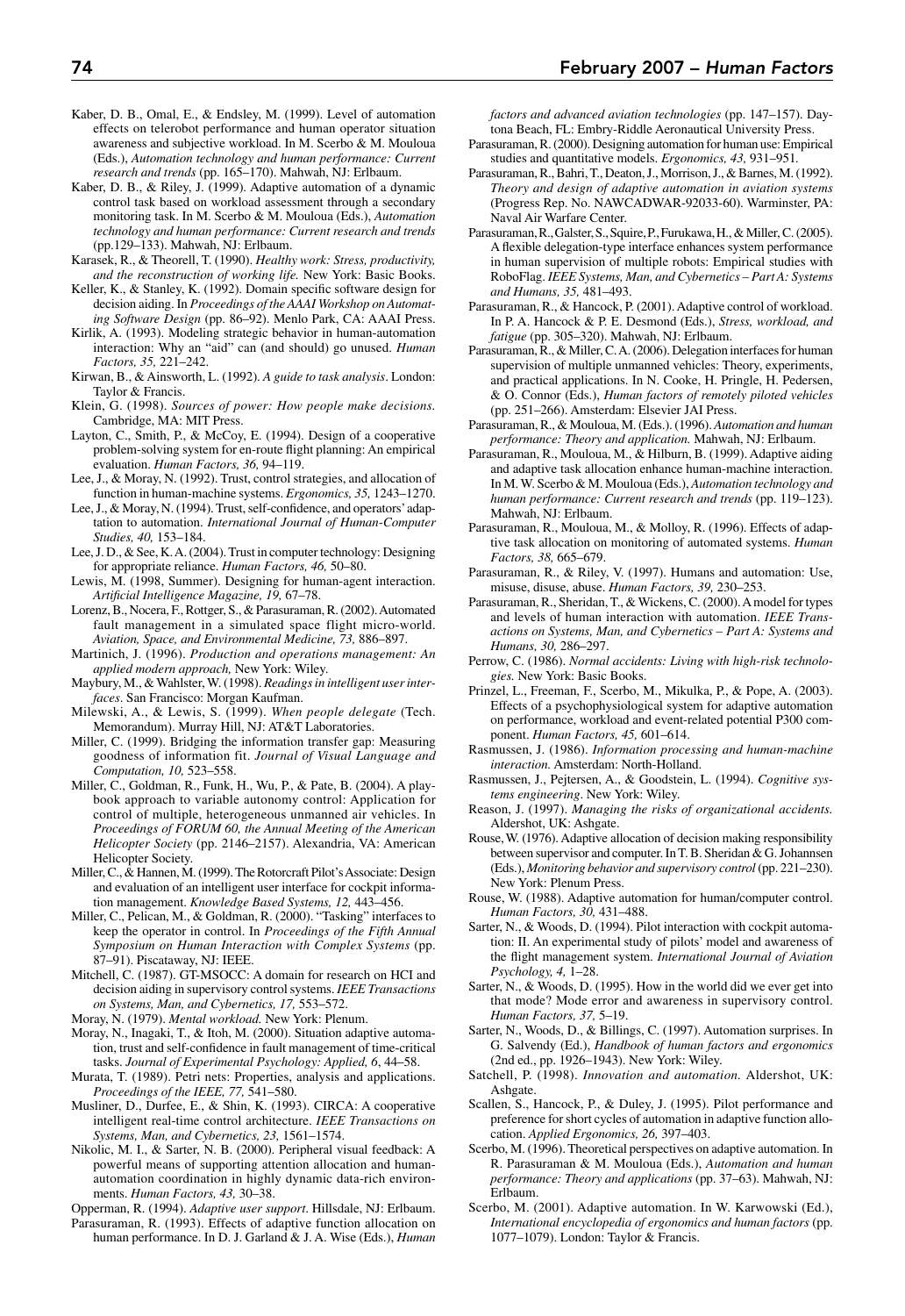Kaber, D. B., Omal, E., & Endsley, M. (1999). Level of automation effects on telerobot performance and human operator situation awareness and subjective workload. In M. Scerbo & M. Mouloua (Eds.), *Automation technology and human performance: Current research and trends* (pp. 165–170). Mahwah, NJ: Erlbaum.

Kaber, D. B., & Riley, J. (1999). Adaptive automation of a dynamic control task based on workload assessment through a secondary monitoring task. In M. Scerbo & M. Mouloua (Eds.), *Automation technology and human performance: Current research and trends* (pp.129–133). Mahwah, NJ: Erlbaum.

Karasek, R., & Theorell, T. (1990). *Healthy work: Stress, productivity, and the reconstruction of working life.* New York: Basic Books.

Keller, K., & Stanley, K. (1992). Domain specific software design for decision aiding. In *Proceedings of the AAAI Workshop on Automating Software Design* (pp. 86–92). Menlo Park, CA: AAAI Press.

Kirlik, A. (1993). Modeling strategic behavior in human-automation interaction: Why an "aid" can (and should) go unused. *Human Factors, 35,* 221–242.

Kirwan, B., & Ainsworth, L. (1992). *A guide to task analysis*. London: Taylor & Francis.

Klein, G. (1998). *Sources of power: How people make decisions.* Cambridge, MA: MIT Press.

Layton, C., Smith, P., & McCoy, E. (1994). Design of a cooperative problem-solving system for en-route flight planning: An empirical evaluation. *Human Factors, 36,* 94–119.

Lee, J., & Moray, N. (1992). Trust, control strategies, and allocation of function in human-machine systems. *Ergonomics, 35,* 1243–1270.

Lee, J., & Moray, N. (1994). Trust, self-confidence, and operators' adaptation to automation. *International Journal of Human-Computer Studies, 40,* 153–184.

Lee, J. D., & See, K. A. (2004). Trust in computer technology: Designing for appropriate reliance. *Human Factors, 46,* 50–80.

Lewis, M. (1998, Summer). Designing for human-agent interaction. *Artificial Intelligence Magazine, 19,* 67–78.

Lorenz, B., Nocera, F., Rottger, S., & Parasuraman, R. (2002). Automated fault management in a simulated space flight micro-world. *Aviation, Space, and Environmental Medicine, 73,* 886–897.

Martinich, J. (1996). *Production and operations management: An applied modern approach,* New York: Wiley.

Maybury, M., & Wahlster, W. (1998). *Readings in intelligent user interfaces*. San Francisco: Morgan Kaufman.

Milewski, A., & Lewis, S. (1999). *When people delegate* (Tech. Memorandum). Murray Hill, NJ: AT&T Laboratories.

Miller, C. (1999). Bridging the information transfer gap: Measuring goodness of information fit. *Journal of Visual Language and Computation, 10,* 523–558.

Miller, C., Goldman, R., Funk, H., Wu, P., & Pate, B. (2004). A playbook approach to variable autonomy control: Application for control of multiple, heterogeneous unmanned air vehicles. In *Proceedings of FORUM 60, the Annual Meeting of the American Helicopter Society* (pp. 2146–2157). Alexandria, VA: American Helicopter Society.

Miller, C., & Hannen, M. (1999). The Rotorcraft Pilot's Associate: Design and evaluation of an intelligent user interface for cockpit information management. *Knowledge Based Systems, 12,* 443–456.

Miller, C., Pelican, M., & Goldman, R. (2000). "Tasking" interfaces to keep the operator in control. In *Proceedings of the Fifth Annual Symposium on Human Interaction with Complex Systems* (pp. 87–91). Piscataway, NJ: IEEE.

Mitchell, C. (1987). GT-MSOCC: A domain for research on HCI and decision aiding in supervisory control systems. *IEEE Transactions on Systems, Man, and Cybernetics, 17,* 553–572.

Moray, N. (1979). *Mental workload.* New York: Plenum.

Moray, N., Inagaki, T., & Itoh, M. (2000). Situation adaptive automation, trust and self-confidence in fault management of time-critical tasks. *Journal of Experimental Psychology: Applied, 6*, 44–58.

Murata, T. (1989). Petri nets: Properties, analysis and applications. *Proceedings of the IEEE, 77,* 541–580.

Musliner, D., Durfee, E., & Shin, K. (1993). CIRCA: A cooperative intelligent real-time control architecture. *IEEE Transactions on Systems, Man, and Cybernetics, 23,* 1561–1574.

Nikolic, M. I., & Sarter, N. B. (2000). Peripheral visual feedback: A powerful means of supporting attention allocation and human-automation coordination in highly dynamic data-rich environments. *Human Factors, 43,* 30–38.

Opperman, R. (1994). *Adaptive user support*. Hillsdale, NJ: Erlbaum.

Parasuraman, R. (1993). Effects of adaptive function allocation on human performance. In D. J. Garland & J. A. Wise (Eds.), *Human factors and advanced aviation technologies* (pp. 147–157). Daytona Beach, FL: Embry-Riddle Aeronautical University Press.

Parasuraman, R. (2000). Designing automation for human use: Empirical studies and quantitative models. *Ergonomics, 43,* 931–951.

Parasuraman, R., Bahri, T., Deaton, J., Morrison, J., & Barnes, M. (1992). *Theory and design of adaptive automation in aviation systems* (Progress Rep. No. NAWCADWAR-92033-60). Warminster, PA: Naval Air Warfare Center.

Parasuraman, R., Galster, S., Squire, P., Furukawa, H., & Miller, C. (2005). A flexible delegation-type interface enhances system performance in human supervision of multiple robots: Empirical studies with RoboFlag. *IEEE Systems, Man, and Cybernetics – Part A: Systems and Humans, 35,* 481–493.

Parasuraman, R., & Hancock, P. (2001). Adaptive control of workload. In P. A. Hancock & P. E. Desmond (Eds.), *Stress, workload, and fatigue* (pp. 305–320). Mahwah, NJ: Erlbaum.

Parasuraman, R., & Miller, C. A. (2006). Delegation interfaces for human supervision of multiple unmanned vehicles: Theory, experiments, and practical applications. In N. Cooke, H. Pringle, H. Pedersen, & O. Connor (Eds.), *Human factors of remotely piloted vehicles* (pp. 251–266). Amsterdam: Elsevier JAI Press.

Parasuraman, R., & Mouloua, M. (Eds.). (1996). *Automation and human performance: Theory and application.* Mahwah, NJ: Erlbaum.

Parasuraman, R., Mouloua, M., & Hilburn, B. (1999). Adaptive aiding and adaptive task allocation enhance human-machine interaction. In M. W. Scerbo & M. Mouloua (Eds.), *Automation technology and human performance: Current research and trends* (pp. 119–123). Mahwah, NJ: Erlbaum.

Parasuraman, R., Mouloua, M., & Molloy, R. (1996). Effects of adaptive task allocation on monitoring of automated systems. *Human Factors, 38,* 665–679.

Parasuraman, R., & Riley, V. (1997). Humans and automation: Use, misuse, disuse, abuse. *Human Factors, 39,* 230–253.

Parasuraman, R., Sheridan, T., & Wickens, C. (2000). A model for types and levels of human interaction with automation. *IEEE Transactions on Systems, Man, and Cybernetics – Part A: Systems and Humans, 30,* 286–297.

Perrow, C. (1986). *Normal accidents: Living with high-risk technologies.* New York: Basic Books.

Prinzel, L., Freeman, F., Scerbo, M., Mikulka, P., & Pope, A. (2003). Effects of a psychophysiological system for adaptive automation on performance, workload and event-related potential P300 component. *Human Factors, 45,* 601–614.

Rasmussen, J. (1986). *Information processing and human-machine interaction.* Amsterdam: North-Holland.

Rasmussen, J., Pejtersen, A., & Goodstein, L. (1994). *Cognitive systems engineering*. New York: Wiley.

Reason, J. (1997). *Managing the risks of organizational accidents.* Aldershot, UK: Ashgate.

Rouse, W. (1976). Adaptive allocation of decision making responsibility between supervisor and computer. In T. B. Sheridan & G. Johannsen (Eds.), *Monitoring behavior and supervisory control* (pp. 221–230). New York: Plenum Press.

Rouse, W. (1988). Adaptive automation for human/computer control. *Human Factors, 30,* 431–488.

Sarter, N., & Woods, D. (1994). Pilot interaction with cockpit automation: II. An experimental study of pilots' model and awareness of the flight management system. *International Journal of Aviation Psychology, 4,* 1–28.

Sarter, N., & Woods, D. (1995). How in the world did we ever get into that mode? Mode error and awareness in supervisory control. *Human Factors, 37,* 5–19.

Sarter, N., Woods, D., & Billings, C. (1997). Automation surprises. In G. Salvendy (Ed.), *Handbook of human factors and ergonomics* (2nd ed., pp. 1926–1943). New York: Wiley.

Satchell, P. (1998). *Innovation and automation*. Aldershot, UK: Ashgate.

Scallen, S., Hancock, P., & Duley, J. (1995). Pilot performance and preference for short cycles of automation in adaptive function allocation. *Applied Ergonomics, 26,* 397–403.

Scerbo, M. (1996). Theoretical perspectives on adaptive automation. In R. Parasuraman & M. Mouloua (Eds.), *Automation and human performance: Theory and applications* (pp. 37–63). Mahwah, NJ: Erlbaum.

Scerbo, M. (2001). Adaptive automation. In W. Karwowski (Ed.), *International encyclopedia of ergonomics and human factors* (pp. 1077–1079). London: Taylor & Francis.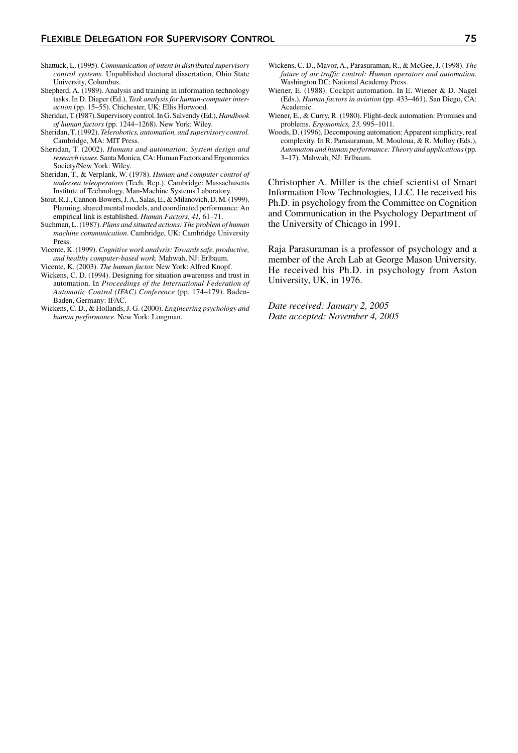Shattuck, L. (1995). *Communication of intent in distributed supervisory control systems.* Unpublished doctoral dissertation, Ohio State University, Columbus.

Shepherd, A. (1989). Analysis and training in information technology tasks. In D. Diaper (Ed.), *Task analysis for human-computer interaction* (pp. 15–55). Chichester, UK: Ellis Horwood.

Sheridan, T. (1987). Supervisory control. In G. Salvendy (Ed.), *Handbook of human factors* (pp. 1244–1268). New York: Wiley.

Sheridan, T. (1992). *Telerobotics, automation, and supervisory control.* Cambridge, MA: MIT Press.

Sheridan, T. (2002). *Humans and automation: System design and research issues.* Santa Monica, CA: Human Factors and Ergonomics Society/New York: Wiley.

Sheridan, T., & Verplank, W. (1978). *Human and computer control of undersea teleoperators* (Tech. Rep.). Cambridge: Massachusetts Institute of Technology, Man-Machine Systems Laboratory.

Stout, R. J., Cannon-Bowers, J. A., Salas, E., & Milanovich, D. M. (1999). Planning, shared mental models, and coordinated performance: An empirical link is established. *Human Factors, 41,* 61–71.

Suchman, L. (1987). *Plans and situated actions: The problem of human machine communication*. Cambridge, UK: Cambridge University Press.

Vicente, K. (1999). *Cognitive work analysis: Towards safe, productive, and healthy computer-based work.* Mahwah, NJ: Erlbaum.

Vicente, K. (2003). *The human factor.* New York: Alfred Knopf.

Wickens, C. D. (1994). Designing for situation awareness and trust in automation. In *Proceedings of the International Federation of Automatic Control (IFAC) Conference* (pp. 174–179). Baden-Baden, Germany: IFAC.

Wickens, C. D., & Hollands, J. G. (2000). *Engineering psychology and human performance.* New York: Longman.

Wickens, C. D., Mavor, A., Parasuraman, R., & McGee, J. (1998). *The future of air traffic control: Human operators and automation.* Washington DC: National Academy Press.

Wiener, E. (1988). Cockpit automation. In E. Wiener & D. Nagel (Eds.), *Human factors in aviation* (pp. 433–461). San Diego, CA: Academic.

Wiener, E., & Curry, R. (1980). Flight-deck automation: Promises and problems. *Ergonomics, 23,* 995–1011.

Woods, D. (1996). Decomposing automation: Apparent simplicity, real complexity. In R. Parasuraman, M. Mouloua, & R. Molloy (Eds.), *Automaton and human performance: Theory and applications* (pp. 3–17). Mahwah, NJ: Erlbaum.

Christopher A. Miller is the chief scientist of Smart Information Flow Technologies, LLC. He received his Ph.D. in psychology from the Committee on Cognition and Communication in the Psychology Department of the University of Chicago in 1991.

Raja Parasuraman is a professor of psychology and a member of the Arch Lab at George Mason University. He received his Ph.D. in psychology from Aston University, UK, in 1976.

*Date received: January 2, 2005*
*Date accepted: November 4, 2005*